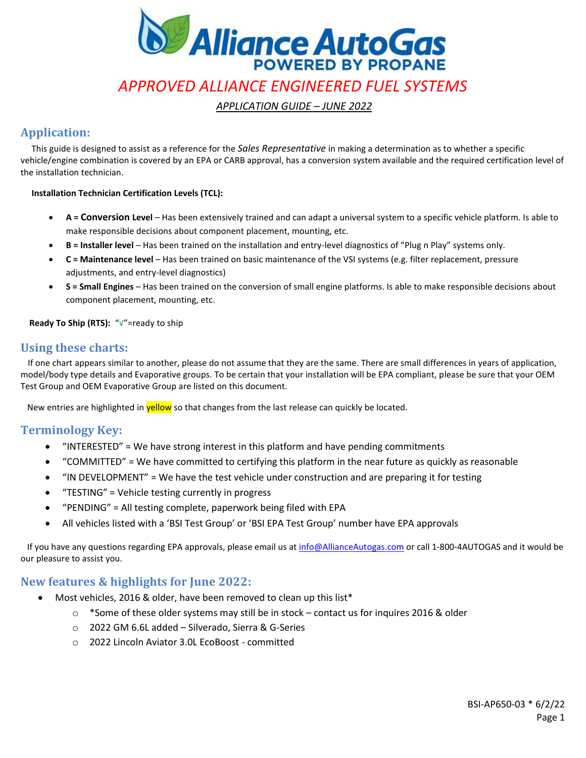# Alliance AutoGas
**POWERED BY PROPANE**

## *APPROVED ALLIANCE ENGINEERED FUEL SYSTEMS*

*APPLICATION GUIDE – JUNE 2022*

## Application:

This guide is designed to assist as a reference for the *Sales Representative* in making a determination as to whether a specific vehicle/engine combination is covered by an EPA or CARB approval, has a conversion system available and the required certification level of the installation technician.

**Installation Technician Certification Levels (TCL):**

- **A = Conversion Level** – Has been extensively trained and can adapt a universal system to a specific vehicle platform. Is able to make responsible decisions about component placement, mounting, etc.
- **B = Installer level** – Has been trained on the installation and entry-level diagnostics of "Plug n Play" systems only.
- **C = Maintenance level** – Has been trained on basic maintenance of the VSI systems (e.g. filter replacement, pressure adjustments, and entry-level diagnostics)
- **S = Small Engines** – Has been trained on the conversion of small engine platforms. Is able to make responsible decisions about component placement, mounting, etc.

**Ready To Ship (RTS):** "√"=ready to ship

## Using these charts:

If one chart appears similar to another, please do not assume that they are the same. There are small differences in years of application, model/body type details and Evaporative groups. To be certain that your installation will be EPA compliant, please be sure that your OEM Test Group and OEM Evaporative Group are listed on this document.

New entries are highlighted in yellow so that changes from the last release can quickly be located.

## Terminology Key:

- "INTERESTED" = We have strong interest in this platform and have pending commitments
- "COMMITTED" = We have committed to certifying this platform in the near future as quickly as reasonable
- "IN DEVELOPMENT" = We have the test vehicle under construction and are preparing it for testing
- "TESTING" = Vehicle testing currently in progress
- "PENDING" = All testing complete, paperwork being filed with EPA
- All vehicles listed with a 'BSI Test Group' or 'BSI EPA Test Group' number have EPA approvals

If you have any questions regarding EPA approvals, please email us at info@AllianceAutogas.com or call 1-800-4AUTOGAS and it would be our pleasure to assist you.

## New features & highlights for June 2022:

- Most vehicles, 2016 & older, have been removed to clean up this list*
  - *Some of these older systems may still be in stock – contact us for inquires 2016 & older
  - 2022 GM 6.6L added – Silverado, Sierra & G-Series
  - 2022 Lincoln Aviator 3.0L EcoBoost - committed

BSI-AP650-03 * 6/2/22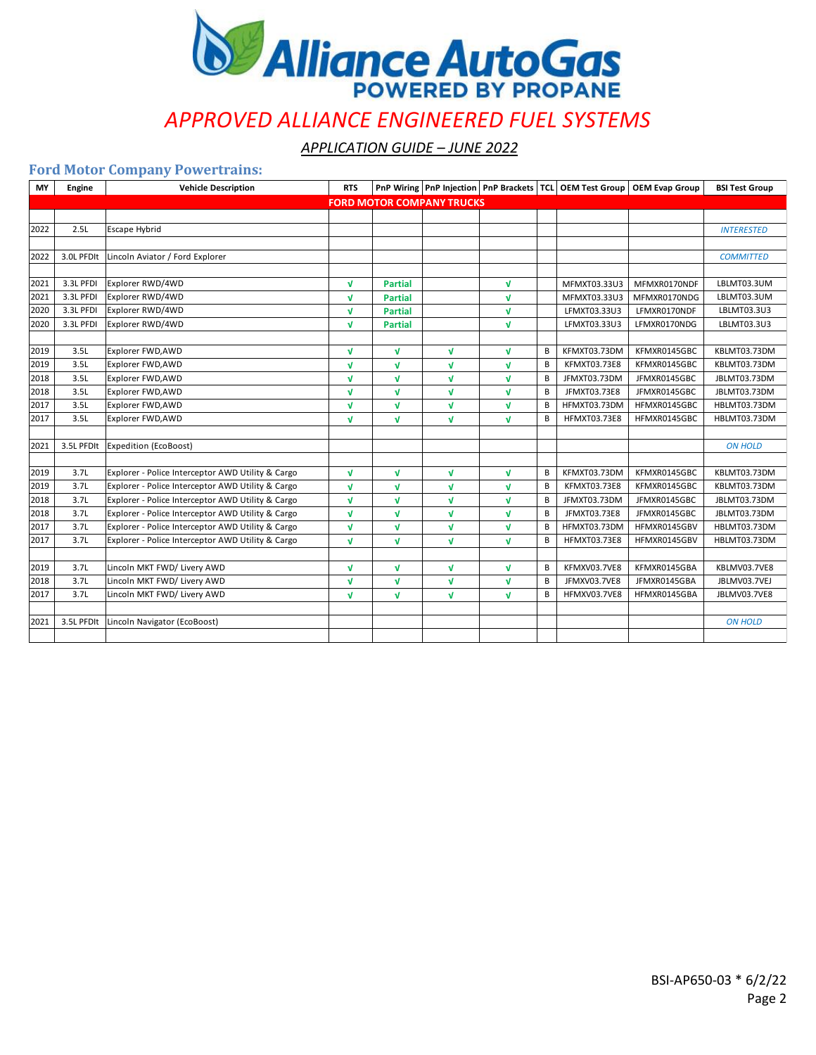# APPROVED ALLIANCE ENGINEERED FUEL SYSTEMS

## APPLICATION GUIDE – JUNE 2022

### Ford Motor Company Powertrains:

| MY | Engine | Vehicle Description | RTS | PnP Wiring | PnP Injection | PnP Brackets | TCL | OEM Test Group | OEM Evap Group | BSI Test Group |
|---|---|---|---|---|---|---|---|---|---|---|
| **FORD MOTOR COMPANY TRUCKS** | | | | | | | | | | |
| | | | | | | | | | | |
| 2022 | 2.5L | Escape Hybrid | | | | | | | | *INTERESTED* |
| | | | | | | | | | | |
| 2022 | 3.0L PFDIt | Lincoln Aviator / Ford Explorer | | | | | | | | *COMMITTED* |
| | | | | | | | | | | |
| 2021 | 3.3L PFDI | Explorer RWD/4WD | √ | **Partial** | | √ | | MFMXT03.33U3 | MFMXR0170NDF | LBLMT03.3UM |
| 2021 | 3.3L PFDI | Explorer RWD/4WD | √ | **Partial** | | √ | | MFMXT03.33U3 | MFMXR0170NDG | LBLMT03.3UM |
| 2020 | 3.3L PFDI | Explorer RWD/4WD | √ | **Partial** | | √ | | LFMXT03.33U3 | LFMXR0170NDF | LBLMT03.3U3 |
| 2020 | 3.3L PFDI | Explorer RWD/4WD | √ | **Partial** | | √ | | LFMXT03.33U3 | LFMXR0170NDG | LBLMT03.3U3 |
| | | | | | | | | | | |
| 2019 | 3.5L | Explorer FWD,AWD | √ | √ | √ | √ | B | KFMXT03.73DM | KFMXR0145GBC | KBLMT03.73DM |
| 2019 | 3.5L | Explorer FWD,AWD | √ | √ | √ | √ | B | KFMXT03.73E8 | KFMXR0145GBC | KBLMT03.73DM |
| 2018 | 3.5L | Explorer FWD,AWD | √ | √ | √ | √ | B | JFMXT03.73DM | JFMXR0145GBC | JBLMT03.73DM |
| 2018 | 3.5L | Explorer FWD,AWD | √ | √ | √ | √ | B | JFMXT03.73E8 | JFMXR0145GBC | JBLMT03.73DM |
| 2017 | 3.5L | Explorer FWD,AWD | √ | √ | √ | √ | B | HFMXT03.73DM | HFMXR0145GBC | HBLMT03.73DM |
| 2017 | 3.5L | Explorer FWD,AWD | √ | √ | √ | √ | B | HFMXT03.73E8 | HFMXR0145GBC | HBLMT03.73DM |
| | | | | | | | | | | |
| 2021 | 3.5L PFDIt | Expedition (EcoBoost) | | | | | | | | *ON HOLD* |
| | | | | | | | | | | |
| 2019 | 3.7L | Explorer - Police Interceptor AWD Utility & Cargo | √ | √ | √ | √ | B | KFMXT03.73DM | KFMXR0145GBC | KBLMT03.73DM |
| 2019 | 3.7L | Explorer - Police Interceptor AWD Utility & Cargo | √ | √ | √ | √ | B | KFMXT03.73E8 | KFMXR0145GBC | KBLMT03.73DM |
| 2018 | 3.7L | Explorer - Police Interceptor AWD Utility & Cargo | √ | √ | √ | √ | B | JFMXT03.73DM | JFMXR0145GBC | JBLMT03.73DM |
| 2018 | 3.7L | Explorer - Police Interceptor AWD Utility & Cargo | √ | √ | √ | √ | B | JFMXT03.73E8 | JFMXR0145GBC | JBLMT03.73DM |
| 2017 | 3.7L | Explorer - Police Interceptor AWD Utility & Cargo | √ | √ | √ | √ | B | HFMXT03.73DM | HFMXR0145GBV | HBLMT03.73DM |
| 2017 | 3.7L | Explorer - Police Interceptor AWD Utility & Cargo | √ | √ | √ | √ | B | HFMXT03.73E8 | HFMXR0145GBV | HBLMT03.73DM |
| | | | | | | | | | | |
| 2019 | 3.7L | Lincoln MKT FWD/ Livery AWD | √ | √ | √ | √ | B | KFMXV03.7VE8 | KFMXR0145GBA | KBLMV03.7VE8 |
| 2018 | 3.7L | Lincoln MKT FWD/ Livery AWD | √ | √ | √ | √ | B | JFMXV03.7VE8 | JFMXR0145GBA | JBLMV03.7VEJ |
| 2017 | 3.7L | Lincoln MKT FWD/ Livery AWD | √ | √ | √ | √ | B | HFMXV03.7VE8 | HFMXR0145GBA | JBLMV03.7VE8 |
| | | | | | | | | | | |
| 2021 | 3.5L PFDIt | Lincoln Navigator (EcoBoost) | | | | | | | | *ON HOLD* |
| | | | | | | | | | | |

BSI-AP650-03 * 6/2/22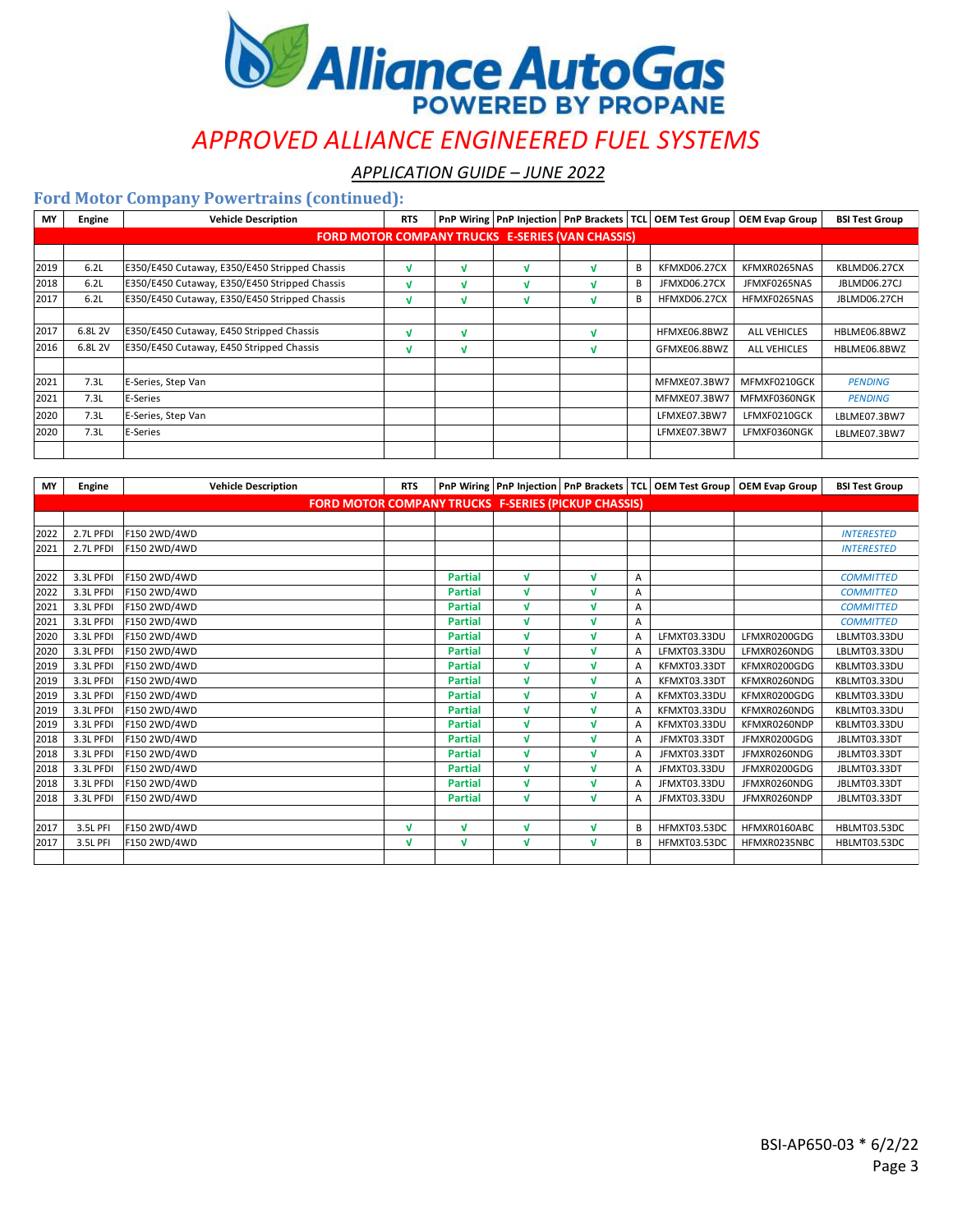# APPROVED ALLIANCE ENGINEERED FUEL SYSTEMS

## APPLICATION GUIDE – JUNE 2022

### Ford Motor Company Powertrains (continued):

| MY | Engine | Vehicle Description | RTS | PnP Wiring | PnP Injection | PnP Brackets | TCL | OEM Test Group | OEM Evap Group | BSI Test Group |
|---|---|---|---|---|---|---|---|---|---|---|
| **FORD MOTOR COMPANY TRUCKS E-SERIES (VAN CHASSIS)** | | | | | | | | | | |
| 2019 | 6.2L | E350/E450 Cutaway, E350/E450 Stripped Chassis | √ | √ | √ | √ | B | KFMXD06.27CX | KFMXR0265NAS | KBLMD06.27CX |
| 2018 | 6.2L | E350/E450 Cutaway, E350/E450 Stripped Chassis | √ | √ | √ | √ | B | JFMXD06.27CX | JFMXF0265NAS | JBLMD06.27CJ |
| 2017 | 6.2L | E350/E450 Cutaway, E350/E450 Stripped Chassis | √ | √ | √ | √ | B | HFMXD06.27CX | HFMXF0265NAS | JBLMD06.27CH |
| 2017 | 6.8L 2V | E350/E450 Cutaway, E450 Stripped Chassis | √ | √ | | √ | | HFMXE06.8BWZ | ALL VEHICLES | HBLME06.8BWZ |
| 2016 | 6.8L 2V | E350/E450 Cutaway, E450 Stripped Chassis | √ | √ | | √ | | GFMXE06.8BWZ | ALL VEHICLES | HBLME06.8BWZ |
| 2021 | 7.3L | E-Series, Step Van | | | | | | MFMXE07.3BW7 | MFMXF0210GCK | *PENDING* |
| 2021 | 7.3L | E-Series | | | | | | MFMXE07.3BW7 | MFMXF0360NGK | *PENDING* |
| 2020 | 7.3L | E-Series, Step Van | | | | | | LFMXE07.3BW7 | LFMXF0210GCK | LBLME07.3BW7 |
| 2020 | 7.3L | E-Series | | | | | | LFMXE07.3BW7 | LFMXF0360NGK | LBLME07.3BW7 |

| MY | Engine | Vehicle Description | RTS | PnP Wiring | PnP Injection | PnP Brackets | TCL | OEM Test Group | OEM Evap Group | BSI Test Group |
|---|---|---|---|---|---|---|---|---|---|---|
| **FORD MOTOR COMPANY TRUCKS F-SERIES (PICKUP CHASSIS)** | | | | | | | | | | |
| 2022 | 2.7L PFDI | F150 2WD/4WD | | | | | | | | *INTERESTED* |
| 2021 | 2.7L PFDI | F150 2WD/4WD | | | | | | | | *INTERESTED* |
| 2022 | 3.3L PFDI | F150 2WD/4WD | | Partial | √ | √ | A | | | *COMMITTED* |
| 2022 | 3.3L PFDI | F150 2WD/4WD | | Partial | √ | √ | A | | | *COMMITTED* |
| 2021 | 3.3L PFDI | F150 2WD/4WD | | Partial | √ | √ | A | | | *COMMITTED* |
| 2021 | 3.3L PFDI | F150 2WD/4WD | | Partial | √ | √ | A | | | *COMMITTED* |
| 2020 | 3.3L PFDI | F150 2WD/4WD | | Partial | √ | √ | A | LFMXT03.33DU | LFMXR0200GDG | LBLMT03.33DU |
| 2020 | 3.3L PFDI | F150 2WD/4WD | | Partial | √ | √ | A | LFMXT03.33DU | LFMXR0260NDG | LBLMT03.33DU |
| 2019 | 3.3L PFDI | F150 2WD/4WD | | Partial | √ | √ | A | KFMXT03.33DT | KFMXR0200GDG | KBLMT03.33DU |
| 2019 | 3.3L PFDI | F150 2WD/4WD | | Partial | √ | √ | A | KFMXT03.33DT | KFMXR0260NDG | KBLMT03.33DU |
| 2019 | 3.3L PFDI | F150 2WD/4WD | | Partial | √ | √ | A | KFMXT03.33DU | KFMXR0200GDG | KBLMT03.33DU |
| 2019 | 3.3L PFDI | F150 2WD/4WD | | Partial | √ | √ | A | KFMXT03.33DU | KFMXR0260NDG | KBLMT03.33DU |
| 2019 | 3.3L PFDI | F150 2WD/4WD | | Partial | √ | √ | A | KFMXT03.33DU | KFMXR0260NDP | KBLMT03.33DU |
| 2018 | 3.3L PFDI | F150 2WD/4WD | | Partial | √ | √ | A | JFMXT03.33DT | JFMXR0200GDG | JBLMT03.33DT |
| 2018 | 3.3L PFDI | F150 2WD/4WD | | Partial | √ | √ | A | JFMXT03.33DT | JFMXR0260NDG | JBLMT03.33DT |
| 2018 | 3.3L PFDI | F150 2WD/4WD | | Partial | √ | √ | A | JFMXT03.33DU | JFMXR0200GDG | JBLMT03.33DT |
| 2018 | 3.3L PFDI | F150 2WD/4WD | | Partial | √ | √ | A | JFMXT03.33DU | JFMXR0260NDG | JBLMT03.33DT |
| 2018 | 3.3L PFDI | F150 2WD/4WD | | Partial | √ | √ | A | JFMXT03.33DU | JFMXR0260NDP | JBLMT03.33DT |
| 2017 | 3.5L PFI | F150 2WD/4WD | √ | √ | √ | √ | B | HFMXT03.53DC | HFMXR0160ABC | HBLMT03.53DC |
| 2017 | 3.5L PFI | F150 2WD/4WD | √ | √ | √ | √ | B | HFMXT03.53DC | HFMXR0235NBC | HBLMT03.53DC |

BSI-AP650-03 * 6/2/22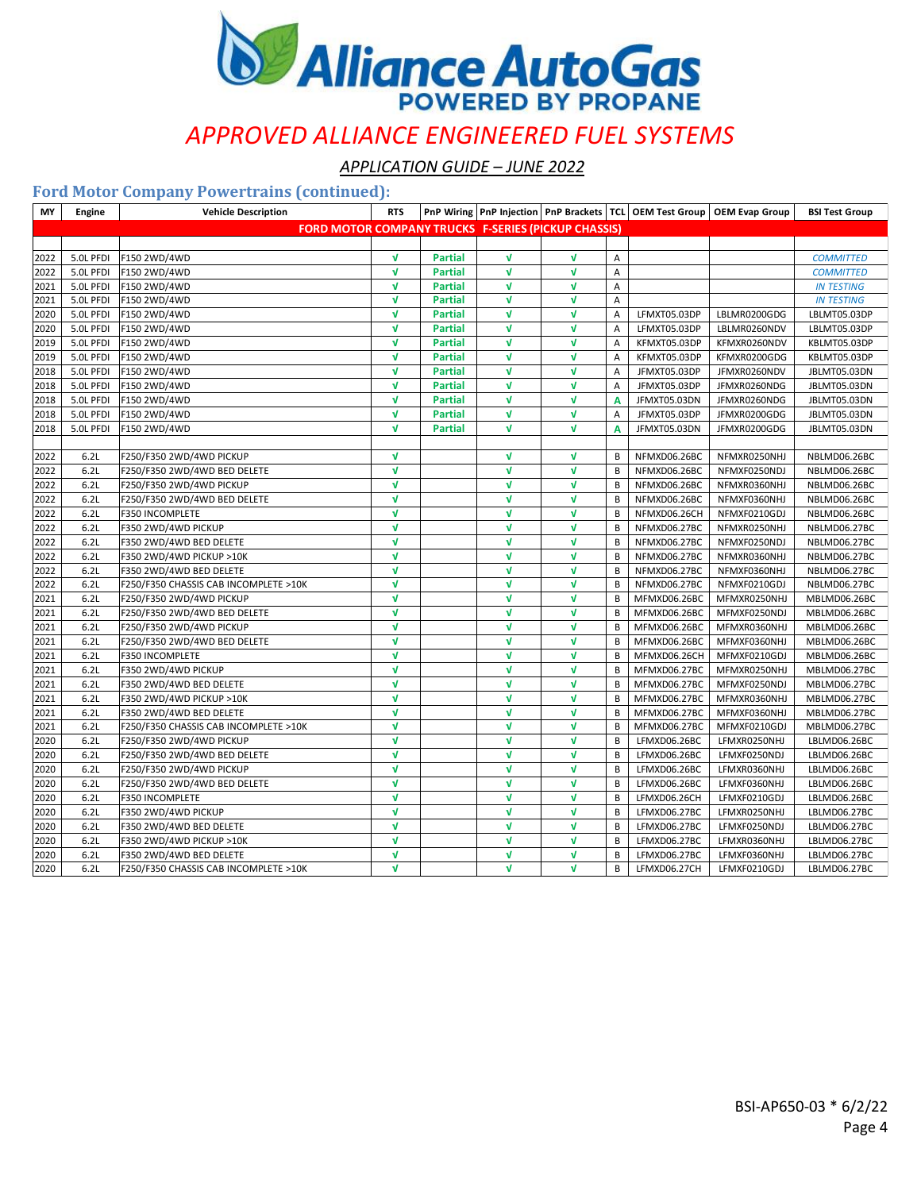# Alliance AutoGas

POWERED BY PROPANE

## *APPROVED ALLIANCE ENGINEERED FUEL SYSTEMS*

*APPLICATION GUIDE – JUNE 2022*

### Ford Motor Company Powertrains (continued):

| MY | Engine | Vehicle Description | RTS | PnP Wiring | PnP Injection | PnP Brackets | TCL | OEM Test Group | OEM Evap Group | BSI Test Group |
|---|---|---|---|---|---|---|---|---|---|---|
| **FORD MOTOR COMPANY TRUCKS F-SERIES (PICKUP CHASSIS)** | | | | | | | | | | |
| | | | | | | | | | | |
| 2022 | 5.0L PFDI | F150 2WD/4WD | √ | Partial | √ | √ | A | | | *COMMITTED* |
| 2022 | 5.0L PFDI | F150 2WD/4WD | √ | Partial | √ | √ | A | | | *COMMITTED* |
| 2021 | 5.0L PFDI | F150 2WD/4WD | √ | Partial | √ | √ | A | | | *IN TESTING* |
| 2021 | 5.0L PFDI | F150 2WD/4WD | √ | Partial | √ | √ | A | | | *IN TESTING* |
| 2020 | 5.0L PFDI | F150 2WD/4WD | √ | Partial | √ | √ | A | LFMXT05.03DP | LBLMR0200GDG | LBLMT05.03DP |
| 2020 | 5.0L PFDI | F150 2WD/4WD | √ | Partial | √ | √ | A | LFMXT05.03DP | LBLMR0260NDV | LBLMT05.03DP |
| 2019 | 5.0L PFDI | F150 2WD/4WD | √ | Partial | √ | √ | A | KFMXT05.03DP | KFMXR0260NDV | KBLMT05.03DP |
| 2019 | 5.0L PFDI | F150 2WD/4WD | √ | Partial | √ | √ | A | KFMXT05.03DP | KFMXR0200GDG | KBLMT05.03DP |
| 2018 | 5.0L PFDI | F150 2WD/4WD | √ | Partial | √ | √ | A | JFMXT05.03DP | JFMXR0260NDV | JBLMT05.03DN |
| 2018 | 5.0L PFDI | F150 2WD/4WD | √ | Partial | √ | √ | A | JFMXT05.03DP | JFMXR0260NDG | JBLMT05.03DN |
| 2018 | 5.0L PFDI | F150 2WD/4WD | √ | Partial | √ | √ | A | JFMXT05.03DN | JFMXR0260NDG | JBLMT05.03DN |
| 2018 | 5.0L PFDI | F150 2WD/4WD | √ | Partial | √ | √ | A | JFMXT05.03DP | JFMXR0200GDG | JBLMT05.03DN |
| 2018 | 5.0L PFDI | F150 2WD/4WD | √ | Partial | √ | √ | A | JFMXT05.03DN | JFMXR0200GDG | JBLMT05.03DN |
| | | | | | | | | | | |
| 2022 | 6.2L | F250/F350 2WD/4WD PICKUP | √ | | √ | √ | B | NFMXD06.26BC | NFMXR0250NHJ | NBLMD06.26BC |
| 2022 | 6.2L | F250/F350 2WD/4WD BED DELETE | √ | | √ | √ | B | NFMXD06.26BC | NFMXF0250NDJ | NBLMD06.26BC |
| 2022 | 6.2L | F250/F350 2WD/4WD PICKUP | √ | | √ | √ | B | NFMXD06.26BC | NFMXR0360NHJ | NBLMD06.26BC |
| 2022 | 6.2L | F250/F350 2WD/4WD BED DELETE | √ | | √ | √ | B | NFMXD06.26BC | NFMXF0360NHJ | NBLMD06.26BC |
| 2022 | 6.2L | F350 INCOMPLETE | √ | | √ | √ | B | NFMXD06.26CH | NFMXF0210GDJ | NBLMD06.26BC |
| 2022 | 6.2L | F350 2WD/4WD PICKUP | √ | | √ | √ | B | NFMXD06.27BC | NFMXR0250NHJ | NBLMD06.27BC |
| 2022 | 6.2L | F350 2WD/4WD BED DELETE | √ | | √ | √ | B | NFMXD06.27BC | NFMXF0250NDJ | NBLMD06.27BC |
| 2022 | 6.2L | F350 2WD/4WD PICKUP >10K | √ | | √ | √ | B | NFMXD06.27BC | NFMXR0360NHJ | NBLMD06.27BC |
| 2022 | 6.2L | F350 2WD/4WD BED DELETE | √ | | √ | √ | B | NFMXD06.27BC | NFMXF0360NHJ | NBLMD06.27BC |
| 2022 | 6.2L | F250/F350 CHASSIS CAB INCOMPLETE >10K | √ | | √ | √ | B | NFMXD06.27BC | NFMXF0210GDJ | NBLMD06.27BC |
| 2021 | 6.2L | F250/F350 2WD/4WD PICKUP | √ | | √ | √ | B | MFMXD06.26BC | MFMXR0250NHJ | MBLMD06.26BC |
| 2021 | 6.2L | F250/F350 2WD/4WD BED DELETE | √ | | √ | √ | B | MFMXD06.26BC | MFMXF0250NDJ | MBLMD06.26BC |
| 2021 | 6.2L | F250/F350 2WD/4WD PICKUP | √ | | √ | √ | B | MFMXD06.26BC | MFMXR0360NHJ | MBLMD06.26BC |
| 2021 | 6.2L | F250/F350 2WD/4WD BED DELETE | √ | | √ | √ | B | MFMXD06.26BC | MFMXF0360NHJ | MBLMD06.26BC |
| 2021 | 6.2L | F350 INCOMPLETE | √ | | √ | √ | B | MFMXD06.26CH | MFMXF0210GDJ | MBLMD06.26BC |
| 2021 | 6.2L | F350 2WD/4WD PICKUP | √ | | √ | √ | B | MFMXD06.27BC | MFMXR0250NHJ | MBLMD06.27BC |
| 2021 | 6.2L | F350 2WD/4WD BED DELETE | √ | | √ | √ | B | MFMXD06.27BC | MFMXF0250NDJ | MBLMD06.27BC |
| 2021 | 6.2L | F350 2WD/4WD PICKUP >10K | √ | | √ | √ | B | MFMXD06.27BC | MFMXR0360NHJ | MBLMD06.27BC |
| 2021 | 6.2L | F350 2WD/4WD BED DELETE | √ | | √ | √ | B | MFMXD06.27BC | MFMXF0360NHJ | MBLMD06.27BC |
| 2021 | 6.2L | F250/F350 CHASSIS CAB INCOMPLETE >10K | √ | | √ | √ | B | MFMXD06.27BC | MFMXF0210GDJ | MBLMD06.27BC |
| 2020 | 6.2L | F250/F350 2WD/4WD PICKUP | √ | | √ | √ | B | LFMXD06.26BC | LFMXR0250NHJ | LBLMD06.26BC |
| 2020 | 6.2L | F250/F350 2WD/4WD BED DELETE | √ | | √ | √ | B | LFMXD06.26BC | LFMXF0250NDJ | LBLMD06.26BC |
| 2020 | 6.2L | F250/F350 2WD/4WD PICKUP | √ | | √ | √ | B | LFMXD06.26BC | LFMXR0360NHJ | LBLMD06.26BC |
| 2020 | 6.2L | F250/F350 2WD/4WD BED DELETE | √ | | √ | √ | B | LFMXD06.26BC | LFMXF0360NHJ | LBLMD06.26BC |
| 2020 | 6.2L | F350 INCOMPLETE | √ | | √ | √ | B | LFMXD06.26CH | LFMXF0210GDJ | LBLMD06.26BC |
| 2020 | 6.2L | F350 2WD/4WD PICKUP | √ | | √ | √ | B | LFMXD06.27BC | LFMXR0250NHJ | LBLMD06.27BC |
| 2020 | 6.2L | F350 2WD/4WD BED DELETE | √ | | √ | √ | B | LFMXD06.27BC | LFMXF0250NDJ | LBLMD06.27BC |
| 2020 | 6.2L | F350 2WD/4WD PICKUP >10K | √ | | √ | √ | B | LFMXD06.27BC | LFMXR0360NHJ | LBLMD06.27BC |
| 2020 | 6.2L | F350 2WD/4WD BED DELETE | √ | | √ | √ | B | LFMXD06.27BC | LFMXF0360NHJ | LBLMD06.27BC |
| 2020 | 6.2L | F250/F350 CHASSIS CAB INCOMPLETE >10K | √ | | √ | √ | B | LFMXD06.27CH | LFMXF0210GDJ | LBLMD06.27BC |

BSI-AP650-03 * 6/2/22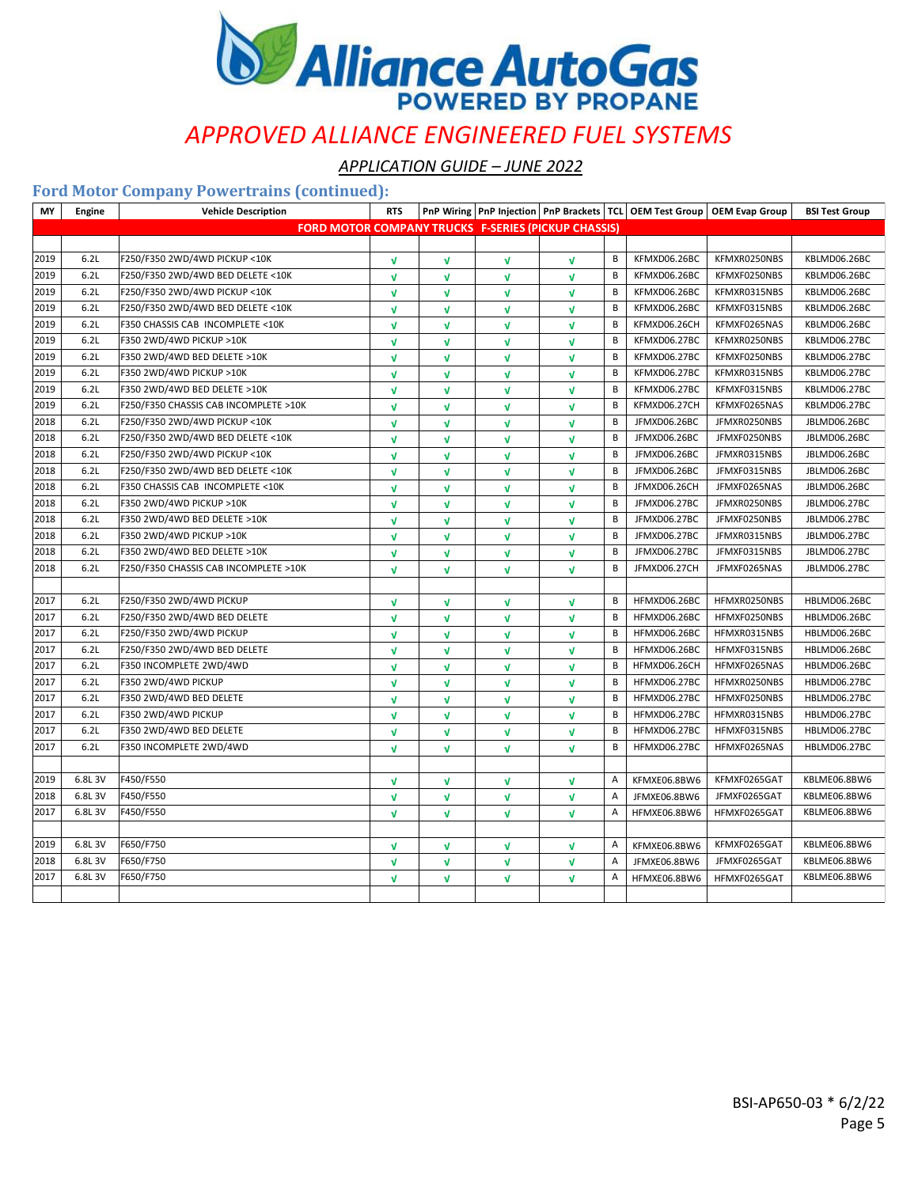# Alliance AutoGas
POWERED BY PROPANE

## *APPROVED ALLIANCE ENGINEERED FUEL SYSTEMS*

*APPLICATION GUIDE – JUNE 2022*

### Ford Motor Company Powertrains (continued):

| MY | Engine | Vehicle Description | RTS | PnP Wiring | PnP Injection | PnP Brackets | TCL | OEM Test Group | OEM Evap Group | BSI Test Group |
|---|---|---|---|---|---|---|---|---|---|---|
| | | **FORD MOTOR COMPANY TRUCKS F-SERIES (PICKUP CHASSIS)** | | | | | | | | |
| | | | | | | | | | | |
| 2019 | 6.2L | F250/F350 2WD/4WD PICKUP <10K | √ | √ | √ | √ | B | KFMXD06.26BC | KFMXR0250NBS | KBLMD06.26BC |
| 2019 | 6.2L | F250/F350 2WD/4WD BED DELETE <10K | √ | √ | √ | √ | B | KFMXD06.26BC | KFMXF0250NBS | KBLMD06.26BC |
| 2019 | 6.2L | F250/F350 2WD/4WD PICKUP <10K | √ | √ | √ | √ | B | KFMXD06.26BC | KFMXR0315NBS | KBLMD06.26BC |
| 2019 | 6.2L | F250/F350 2WD/4WD BED DELETE <10K | √ | √ | √ | √ | B | KFMXD06.26BC | KFMXF0315NBS | KBLMD06.26BC |
| 2019 | 6.2L | F350 CHASSIS CAB INCOMPLETE <10K | √ | √ | √ | √ | B | KFMXD06.26CH | KFMXF0265NAS | KBLMD06.26BC |
| 2019 | 6.2L | F350 2WD/4WD PICKUP >10K | √ | √ | √ | √ | B | KFMXD06.27BC | KFMXR0250NBS | KBLMD06.27BC |
| 2019 | 6.2L | F350 2WD/4WD BED DELETE >10K | √ | √ | √ | √ | B | KFMXD06.27BC | KFMXF0250NBS | KBLMD06.27BC |
| 2019 | 6.2L | F350 2WD/4WD PICKUP >10K | √ | √ | √ | √ | B | KFMXD06.27BC | KFMXR0315NBS | KBLMD06.27BC |
| 2019 | 6.2L | F350 2WD/4WD BED DELETE >10K | √ | √ | √ | √ | B | KFMXD06.27BC | KFMXF0315NBS | KBLMD06.27BC |
| 2019 | 6.2L | F250/F350 CHASSIS CAB INCOMPLETE >10K | √ | √ | √ | √ | B | KFMXD06.27CH | KFMXF0265NAS | KBLMD06.27BC |
| 2018 | 6.2L | F250/F350 2WD/4WD PICKUP <10K | √ | √ | √ | √ | B | JFMXD06.26BC | JFMXR0250NBS | JBLMD06.26BC |
| 2018 | 6.2L | F250/F350 2WD/4WD BED DELETE <10K | √ | √ | √ | √ | B | JFMXD06.26BC | JFMXF0250NBS | JBLMD06.26BC |
| 2018 | 6.2L | F250/F350 2WD/4WD PICKUP <10K | √ | √ | √ | √ | B | JFMXD06.26BC | JFMXR0315NBS | JBLMD06.26BC |
| 2018 | 6.2L | F250/F350 2WD/4WD BED DELETE <10K | √ | √ | √ | √ | B | JFMXD06.26BC | JFMXF0315NBS | JBLMD06.26BC |
| 2018 | 6.2L | F350 CHASSIS CAB INCOMPLETE <10K | √ | √ | √ | √ | B | JFMXD06.26CH | JFMXF0265NAS | JBLMD06.26BC |
| 2018 | 6.2L | F350 2WD/4WD PICKUP >10K | √ | √ | √ | √ | B | JFMXD06.27BC | JFMXR0250NBS | JBLMD06.27BC |
| 2018 | 6.2L | F350 2WD/4WD BED DELETE >10K | √ | √ | √ | √ | B | JFMXD06.27BC | JFMXF0250NBS | JBLMD06.27BC |
| 2018 | 6.2L | F350 2WD/4WD PICKUP >10K | √ | √ | √ | √ | B | JFMXD06.27BC | JFMXR0315NBS | JBLMD06.27BC |
| 2018 | 6.2L | F350 2WD/4WD BED DELETE >10K | √ | √ | √ | √ | B | JFMXD06.27BC | JFMXF0315NBS | JBLMD06.27BC |
| 2018 | 6.2L | F250/F350 CHASSIS CAB INCOMPLETE >10K | √ | √ | √ | √ | B | JFMXD06.27CH | JFMXF0265NAS | JBLMD06.27BC |
| | | | | | | | | | | |
| 2017 | 6.2L | F250/F350 2WD/4WD PICKUP | √ | √ | √ | √ | B | HFMXD06.26BC | HFMXR0250NBS | HBLMD06.26BC |
| 2017 | 6.2L | F250/F350 2WD/4WD BED DELETE | √ | √ | √ | √ | B | HFMXD06.26BC | HFMXF0250NBS | HBLMD06.26BC |
| 2017 | 6.2L | F250/F350 2WD/4WD PICKUP | √ | √ | √ | √ | B | HFMXD06.26BC | HFMXR0315NBS | HBLMD06.26BC |
| 2017 | 6.2L | F250/F350 2WD/4WD BED DELETE | √ | √ | √ | √ | B | HFMXD06.26BC | HFMXF0315NBS | HBLMD06.26BC |
| 2017 | 6.2L | F350 INCOMPLETE 2WD/4WD | √ | √ | √ | √ | B | HFMXD06.26CH | HFMXF0265NAS | HBLMD06.26BC |
| 2017 | 6.2L | F350 2WD/4WD PICKUP | √ | √ | √ | √ | B | HFMXD06.27BC | HFMXR0250NBS | HBLMD06.27BC |
| 2017 | 6.2L | F350 2WD/4WD BED DELETE | √ | √ | √ | √ | B | HFMXD06.27BC | HFMXF0250NBS | HBLMD06.27BC |
| 2017 | 6.2L | F350 2WD/4WD PICKUP | √ | √ | √ | √ | B | HFMXD06.27BC | HFMXR0315NBS | HBLMD06.27BC |
| 2017 | 6.2L | F350 2WD/4WD BED DELETE | √ | √ | √ | √ | B | HFMXD06.27BC | HFMXF0315NBS | HBLMD06.27BC |
| 2017 | 6.2L | F350 INCOMPLETE 2WD/4WD | √ | √ | √ | √ | B | HFMXD06.27BC | HFMXF0265NAS | HBLMD06.27BC |
| | | | | | | | | | | |
| 2019 | 6.8L 3V | F450/F550 | √ | √ | √ | √ | A | KFMXE06.8BW6 | KFMXF0265GAT | KBLME06.8BW6 |
| 2018 | 6.8L 3V | F450/F550 | √ | √ | √ | √ | A | JFMXE06.8BW6 | JFMXF0265GAT | KBLME06.8BW6 |
| 2017 | 6.8L 3V | F450/F550 | √ | √ | √ | √ | A | HFMXE06.8BW6 | HFMXF0265GAT | KBLME06.8BW6 |
| | | | | | | | | | | |
| 2019 | 6.8L 3V | F650/F750 | √ | √ | √ | √ | A | KFMXE06.8BW6 | KFMXF0265GAT | KBLME06.8BW6 |
| 2018 | 6.8L 3V | F650/F750 | √ | √ | √ | √ | A | JFMXE06.8BW6 | JFMXF0265GAT | KBLME06.8BW6 |
| 2017 | 6.8L 3V | F650/F750 | √ | √ | √ | √ | A | HFMXE06.8BW6 | HFMXF0265GAT | KBLME06.8BW6 |
| | | | | | | | | | | |

BSI-AP650-03 * 6/2/22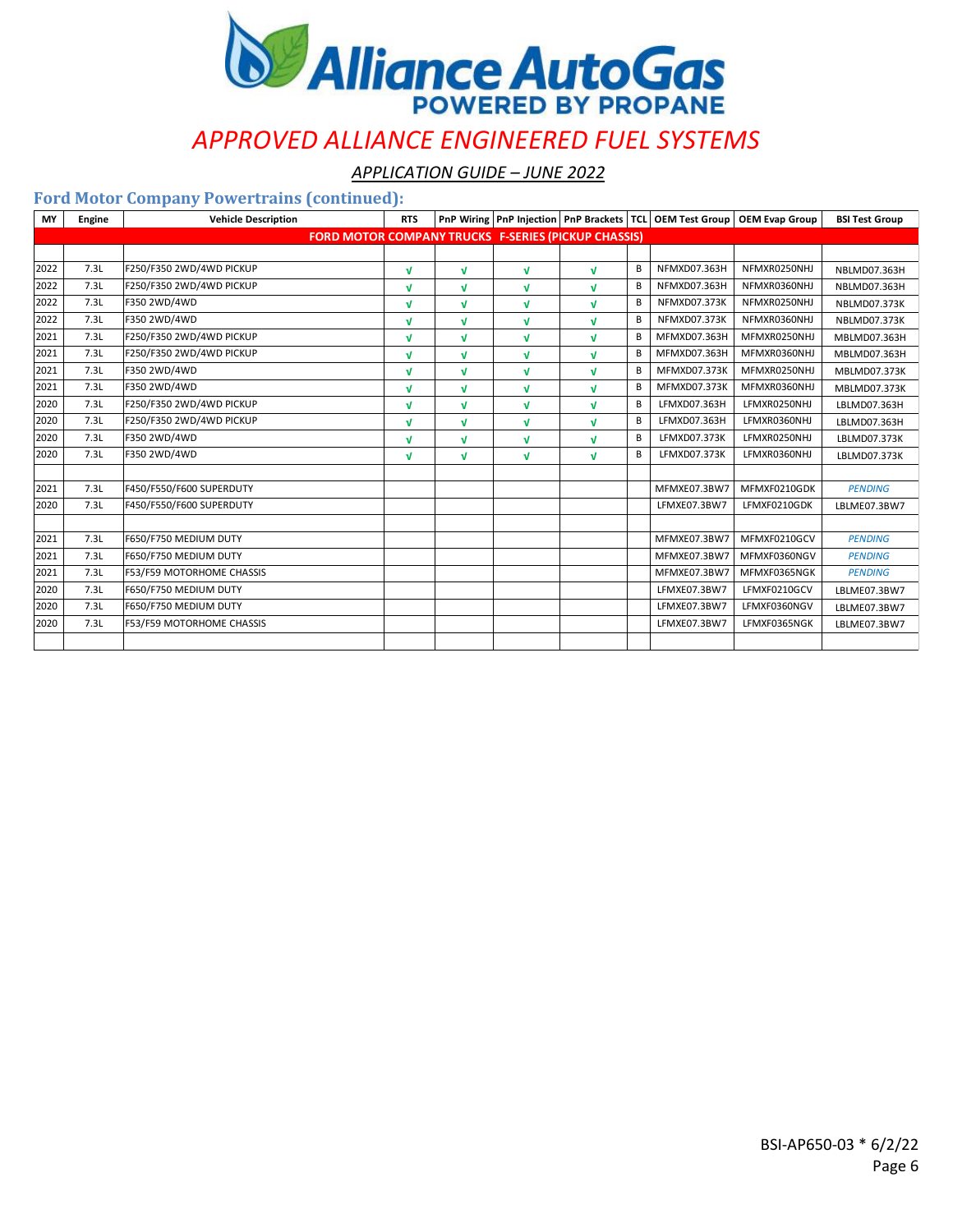# Alliance AutoGas POWERED BY PROPANE

## *APPROVED ALLIANCE ENGINEERED FUEL SYSTEMS*

### *APPLICATION GUIDE – JUNE 2022*

### Ford Motor Company Powertrains (continued):

| MY | Engine | Vehicle Description | RTS | PnP Wiring | PnP Injection | PnP Brackets | TCL | OEM Test Group | OEM Evap Group | BSI Test Group |
|---|---|---|---|---|---|---|---|---|---|---|
| **FORD MOTOR COMPANY TRUCKS F-SERIES (PICKUP CHASSIS)** | | | | | | | | | | |
| | | | | | | | | | | |
| 2022 | 7.3L | F250/F350 2WD/4WD PICKUP | √ | √ | √ | √ | B | NFMXD07.363H | NFMXR0250NHJ | NBLMD07.363H |
| 2022 | 7.3L | F250/F350 2WD/4WD PICKUP | √ | √ | √ | √ | B | NFMXD07.363H | NFMXR0360NHJ | NBLMD07.363H |
| 2022 | 7.3L | F350 2WD/4WD | √ | √ | √ | √ | B | NFMXD07.373K | NFMXR0250NHJ | NBLMD07.373K |
| 2022 | 7.3L | F350 2WD/4WD | √ | √ | √ | √ | B | NFMXD07.373K | NFMXR0360NHJ | NBLMD07.373K |
| 2021 | 7.3L | F250/F350 2WD/4WD PICKUP | √ | √ | √ | √ | B | MFMXD07.363H | MFMXR0250NHJ | MBLMD07.363H |
| 2021 | 7.3L | F250/F350 2WD/4WD PICKUP | √ | √ | √ | √ | B | MFMXD07.363H | MFMXR0360NHJ | MBLMD07.363H |
| 2021 | 7.3L | F350 2WD/4WD | √ | √ | √ | √ | B | MFMXD07.373K | MFMXR0250NHJ | MBLMD07.373K |
| 2021 | 7.3L | F350 2WD/4WD | √ | √ | √ | √ | B | MFMXD07.373K | MFMXR0360NHJ | MBLMD07.373K |
| 2020 | 7.3L | F250/F350 2WD/4WD PICKUP | √ | √ | √ | √ | B | LFMXD07.363H | LFMXR0250NHJ | LBLMD07.363H |
| 2020 | 7.3L | F250/F350 2WD/4WD PICKUP | √ | √ | √ | √ | B | LFMXD07.363H | LFMXR0360NHJ | LBLMD07.363H |
| 2020 | 7.3L | F350 2WD/4WD | √ | √ | √ | √ | B | LFMXD07.373K | LFMXR0250NHJ | LBLMD07.373K |
| 2020 | 7.3L | F350 2WD/4WD | √ | √ | √ | √ | B | LFMXD07.373K | LFMXR0360NHJ | LBLMD07.373K |
| | | | | | | | | | | |
| 2021 | 7.3L | F450/F550/F600 SUPERDUTY | | | | | | MFMXE07.3BW7 | MFMXF0210GDK | *PENDING* |
| 2020 | 7.3L | F450/F550/F600 SUPERDUTY | | | | | | LFMXE07.3BW7 | LFMXF0210GDK | LBLME07.3BW7 |
| | | | | | | | | | | |
| 2021 | 7.3L | F650/F750 MEDIUM DUTY | | | | | | MFMXE07.3BW7 | MFMXF0210GCV | *PENDING* |
| 2021 | 7.3L | F650/F750 MEDIUM DUTY | | | | | | MFMXE07.3BW7 | MFMXF0360NGV | *PENDING* |
| 2021 | 7.3L | F53/F59 MOTORHOME CHASSIS | | | | | | MFMXE07.3BW7 | MFMXF0365NGK | *PENDING* |
| 2020 | 7.3L | F650/F750 MEDIUM DUTY | | | | | | LFMXE07.3BW7 | LFMXF0210GCV | LBLME07.3BW7 |
| 2020 | 7.3L | F650/F750 MEDIUM DUTY | | | | | | LFMXE07.3BW7 | LFMXF0360NGV | LBLME07.3BW7 |
| 2020 | 7.3L | F53/F59 MOTORHOME CHASSIS | | | | | | LFMXE07.3BW7 | LFMXF0365NGK | LBLME07.3BW7 |
| | | | | | | | | | | |

BSI-AP650-03 * 6/2/22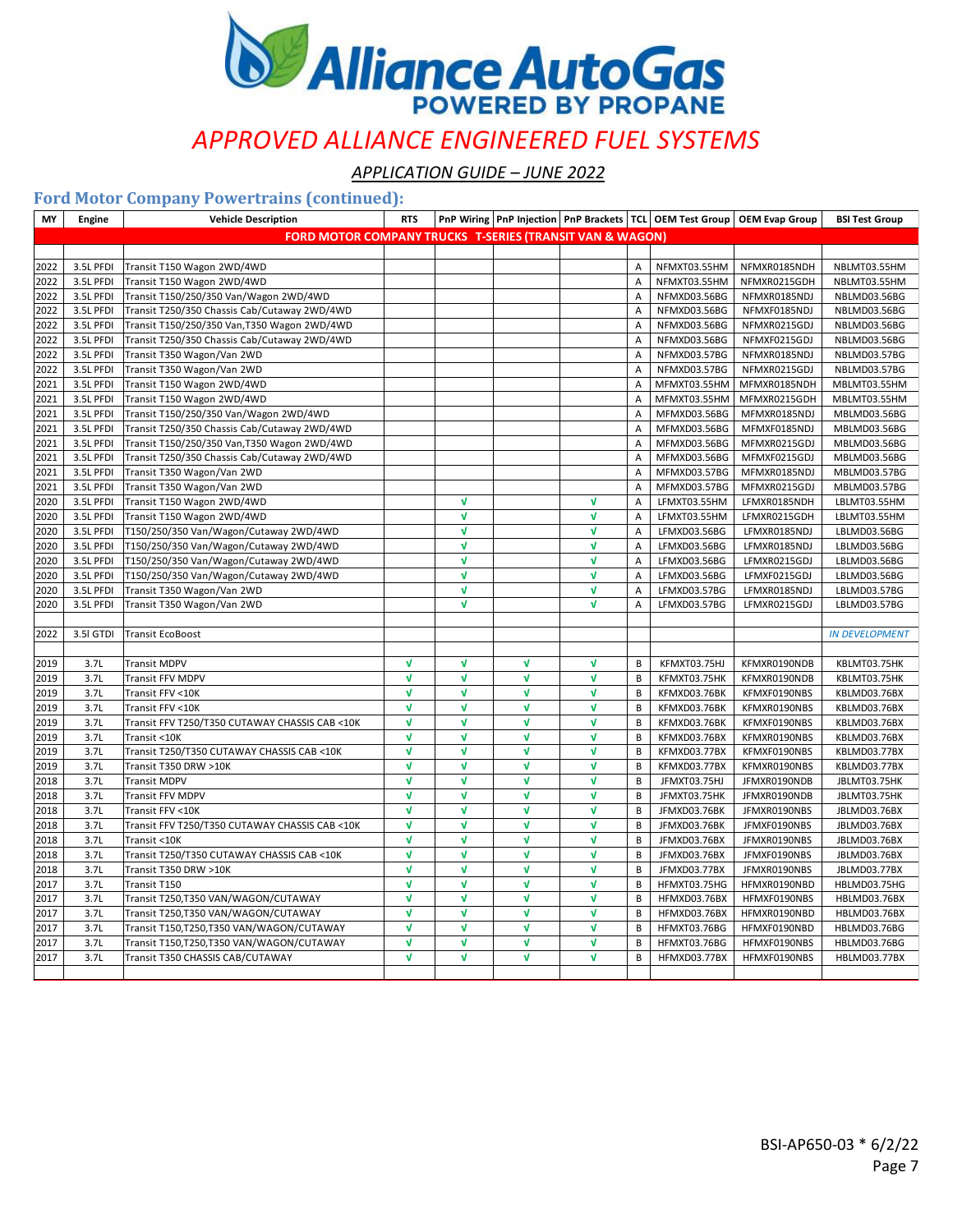# Alliance AutoGas

POWERED BY PROPANE

## *APPROVED ALLIANCE ENGINEERED FUEL SYSTEMS*

*APPLICATION GUIDE – JUNE 2022*

### Ford Motor Company Powertrains (continued):

| MY | Engine | Vehicle Description | RTS | PnP Wiring | PnP Injection | PnP Brackets | TCL | OEM Test Group | OEM Evap Group | BSI Test Group |
|---|---|---|---|---|---|---|---|---|---|---|
| | | **FORD MOTOR COMPANY TRUCKS T-SERIES (TRANSIT VAN & WAGON)** | | | | | | | | |
| 2022 | 3.5L PFDI | Transit T150 Wagon 2WD/4WD | | | | | A | NFMXT03.55HM | NFMXR0185NDH | NBLMT03.55HM |
| 2022 | 3.5L PFDI | Transit T150 Wagon 2WD/4WD | | | | | A | NFMXT03.55HM | NFMXR0215GDH | NBLMT03.55HM |
| 2022 | 3.5L PFDI | Transit T150/250/350 Van/Wagon 2WD/4WD | | | | | A | NFMXD03.56BG | NFMXR0185NDJ | NBLMD03.56BG |
| 2022 | 3.5L PFDI | Transit T250/350 Chassis Cab/Cutaway 2WD/4WD | | | | | A | NFMXD03.56BG | NFMXF0185NDJ | NBLMD03.56BG |
| 2022 | 3.5L PFDI | Transit T150/250/350 Van,T350 Wagon 2WD/4WD | | | | | A | NFMXD03.56BG | NFMXR0215GDJ | NBLMD03.56BG |
| 2022 | 3.5L PFDI | Transit T250/350 Chassis Cab/Cutaway 2WD/4WD | | | | | A | NFMXD03.56BG | NFMXF0215GDJ | NBLMD03.56BG |
| 2022 | 3.5L PFDI | Transit T350 Wagon/Van 2WD | | | | | A | NFMXD03.57BG | NFMXR0185NDJ | NBLMD03.57BG |
| 2022 | 3.5L PFDI | Transit T350 Wagon/Van 2WD | | | | | A | NFMXD03.57BG | NFMXR0215GDJ | NBLMD03.57BG |
| 2021 | 3.5L PFDI | Transit T150 Wagon 2WD/4WD | | | | | A | MFMXT03.55HM | MFMXR0185NDH | MBLMT03.55HM |
| 2021 | 3.5L PFDI | Transit T150 Wagon 2WD/4WD | | | | | A | MFMXT03.55HM | MFMXR0215GDH | MBLMT03.55HM |
| 2021 | 3.5L PFDI | Transit T150/250/350 Van/Wagon 2WD/4WD | | | | | A | MFMXD03.56BG | MFMXR0185NDJ | MBLMD03.56BG |
| 2021 | 3.5L PFDI | Transit T250/350 Chassis Cab/Cutaway 2WD/4WD | | | | | A | MFMXD03.56BG | MFMXF0185NDJ | MBLMD03.56BG |
| 2021 | 3.5L PFDI | Transit T150/250/350 Van,T350 Wagon 2WD/4WD | | | | | A | MFMXD03.56BG | MFMXR0215GDJ | MBLMD03.56BG |
| 2021 | 3.5L PFDI | Transit T250/350 Chassis Cab/Cutaway 2WD/4WD | | | | | A | MFMXD03.56BG | MFMXF0215GDJ | MBLMD03.56BG |
| 2021 | 3.5L PFDI | Transit T350 Wagon/Van 2WD | | | | | A | MFMXD03.57BG | MFMXR0185NDJ | MBLMD03.57BG |
| 2021 | 3.5L PFDI | Transit T350 Wagon/Van 2WD | | | | | A | MFMXD03.57BG | MFMXR0215GDJ | MBLMD03.57BG |
| 2020 | 3.5L PFDI | Transit T150 Wagon 2WD/4WD | | √ | | √ | A | LFMXT03.55HM | LFMXR0185NDH | LBLMT03.55HM |
| 2020 | 3.5L PFDI | Transit T150 Wagon 2WD/4WD | | √ | | √ | A | LFMXT03.55HM | LFMXR0215GDH | LBLMT03.55HM |
| 2020 | 3.5L PFDI | T150/250/350 Van/Wagon/Cutaway 2WD/4WD | | √ | | √ | A | LFMXD03.56BG | LFMXR0185NDJ | LBLMD03.56BG |
| 2020 | 3.5L PFDI | T150/250/350 Van/Wagon/Cutaway 2WD/4WD | | √ | | √ | A | LFMXD03.56BG | LFMXR0185NDJ | LBLMD03.56BG |
| 2020 | 3.5L PFDI | T150/250/350 Van/Wagon/Cutaway 2WD/4WD | | √ | | √ | A | LFMXD03.56BG | LFMXR0215GDJ | LBLMD03.56BG |
| 2020 | 3.5L PFDI | T150/250/350 Van/Wagon/Cutaway 2WD/4WD | | √ | | √ | A | LFMXD03.56BG | LFMXF0215GDJ | LBLMD03.56BG |
| 2020 | 3.5L PFDI | Transit T350 Wagon/Van 2WD | | √ | | √ | A | LFMXD03.57BG | LFMXR0185NDJ | LBLMD03.57BG |
| 2020 | 3.5L PFDI | Transit T350 Wagon/Van 2WD | | √ | | √ | A | LFMXD03.57BG | LFMXR0215GDJ | LBLMD03.57BG |
| | | | | | | | | | | |
| 2022 | 3.5l GTDI | Transit EcoBoost | | | | | | | | *IN DEVELOPMENT* |
| | | | | | | | | | | |
| 2019 | 3.7L | Transit MDPV | √ | √ | √ | √ | B | KFMXT03.75HJ | KFMXR0190NDB | KBLMT03.75HK |
| 2019 | 3.7L | Transit FFV MDPV | √ | √ | √ | √ | B | KFMXT03.75HK | KFMXR0190NDB | KBLMT03.75HK |
| 2019 | 3.7L | Transit FFV <10K | √ | √ | √ | √ | B | KFMXD03.76BK | KFMXF0190NBS | KBLMD03.76BX |
| 2019 | 3.7L | Transit FFV <10K | √ | √ | √ | √ | B | KFMXD03.76BK | KFMXR0190NBS | KBLMD03.76BX |
| 2019 | 3.7L | Transit FFV T250/T350 CUTAWAY CHASSIS CAB <10K | √ | √ | √ | √ | B | KFMXD03.76BK | KFMXF0190NBS | KBLMD03.76BX |
| 2019 | 3.7L | Transit <10K | √ | √ | √ | √ | B | KFMXD03.76BX | KFMXR0190NBS | KBLMD03.76BX |
| 2019 | 3.7L | Transit T250/T350 CUTAWAY CHASSIS CAB <10K | √ | √ | √ | √ | B | KFMXD03.77BX | KFMXF0190NBS | KBLMD03.77BX |
| 2019 | 3.7L | Transit T350 DRW >10K | √ | √ | √ | √ | B | KFMXD03.77BX | KFMXR0190NBS | KBLMD03.77BX |
| 2018 | 3.7L | Transit MDPV | √ | √ | √ | √ | B | JFMXT03.75HJ | JFMXR0190NDB | JBLMT03.75HK |
| 2018 | 3.7L | Transit FFV MDPV | √ | √ | √ | √ | B | JFMXT03.75HK | JFMXR0190NDB | JBLMT03.75HK |
| 2018 | 3.7L | Transit FFV <10K | √ | √ | √ | √ | B | JFMXD03.76BK | JFMXR0190NBS | JBLMD03.76BX |
| 2018 | 3.7L | Transit FFV T250/T350 CUTAWAY CHASSIS CAB <10K | √ | √ | √ | √ | B | JFMXD03.76BK | JFMXF0190NBS | JBLMD03.76BX |
| 2018 | 3.7L | Transit <10K | √ | √ | √ | √ | B | JFMXD03.76BX | JFMXR0190NBS | JBLMD03.76BX |
| 2018 | 3.7L | Transit T250/T350 CUTAWAY CHASSIS CAB <10K | √ | √ | √ | √ | B | JFMXD03.76BX | JFMXF0190NBS | JBLMD03.76BX |
| 2018 | 3.7L | Transit T350 DRW >10K | √ | √ | √ | √ | B | JFMXD03.77BX | JFMXR0190NBS | JBLMD03.77BX |
| 2017 | 3.7L | Transit T150 | √ | √ | √ | √ | B | HFMXT03.75HG | HFMXR0190NBD | HBLMD03.75HG |
| 2017 | 3.7L | Transit T250,T350 VAN/WAGON/CUTAWAY | √ | √ | √ | √ | B | HFMXD03.76BX | HFMXF0190NBS | HBLMD03.76BX |
| 2017 | 3.7L | Transit T250,T350 VAN/WAGON/CUTAWAY | √ | √ | √ | √ | B | HFMXD03.76BX | HFMXR0190NBD | HBLMD03.76BX |
| 2017 | 3.7L | Transit T150,T250,T350 VAN/WAGON/CUTAWAY | √ | √ | √ | √ | B | HFMXT03.76BG | HFMXR0190NBD | HBLMD03.76BG |
| 2017 | 3.7L | Transit T150,T250,T350 VAN/WAGON/CUTAWAY | √ | √ | √ | √ | B | HFMXT03.76BG | HFMXF0190NBS | HBLMD03.76BG |
| 2017 | 3.7L | Transit T350 CHASSIS CAB/CUTAWAY | √ | √ | √ | √ | B | HFMXD03.77BX | HFMXF0190NBS | HBLMD03.77BX |

BSI-AP650-03 * 6/2/22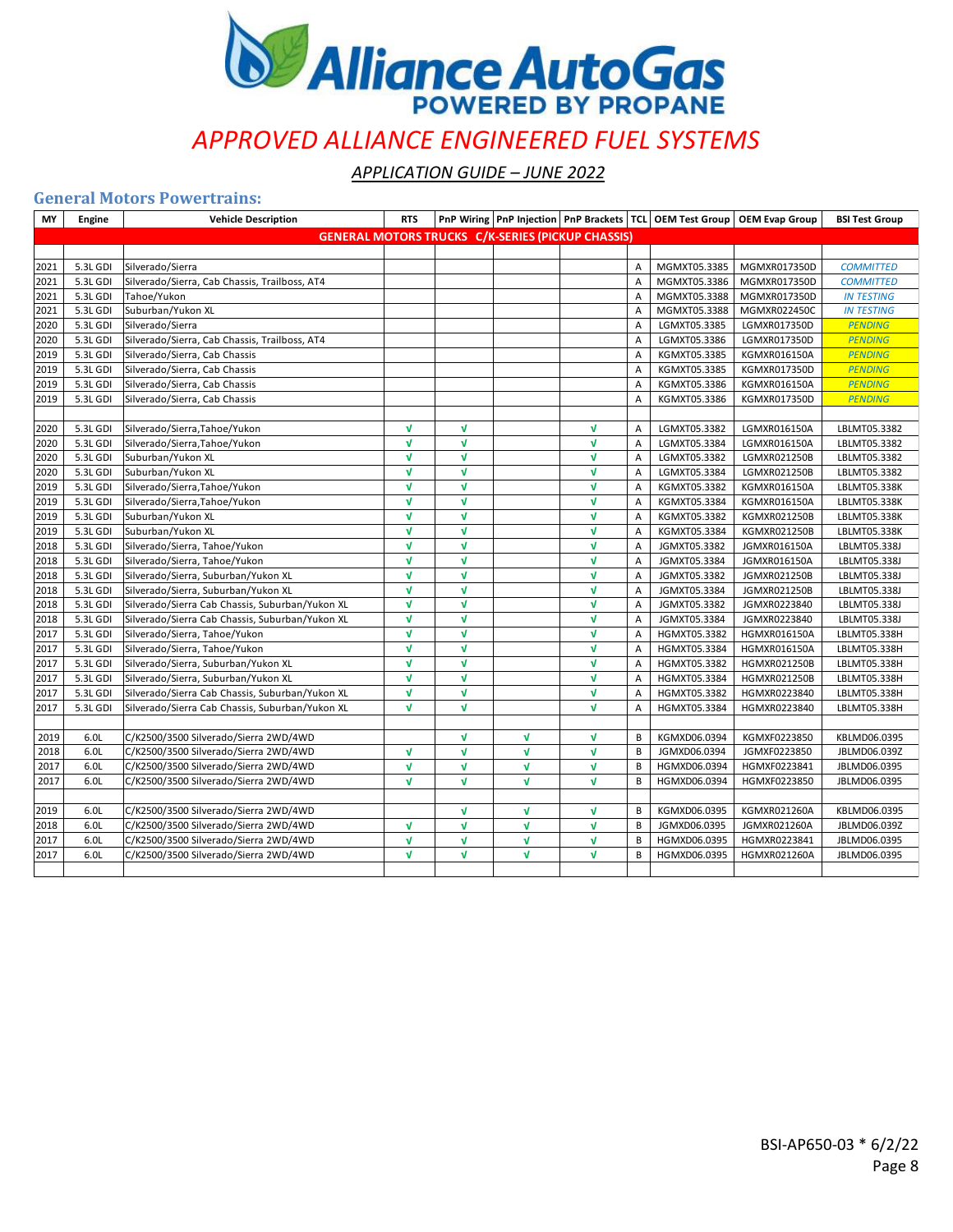# Alliance AutoGas

POWERED BY PROPANE

## *APPROVED ALLIANCE ENGINEERED FUEL SYSTEMS*

### APPLICATION GUIDE – JUNE 2022

### General Motors Powertrains:

| MY | Engine | Vehicle Description | RTS | PnP Wiring | PnP Injection | PnP Brackets | TCL | OEM Test Group | OEM Evap Group | BSI Test Group |
|---|---|---|---|---|---|---|---|---|---|---|
| | | **GENERAL MOTORS TRUCKS C/K-SERIES (PICKUP CHASSIS)** | | | | | | | | |
| | | | | | | | | | | |
| 2021 | 5.3L GDI | Silverado/Sierra | | | | | A | MGMXT05.3385 | MGMXR017350D | *COMMITTED* |
| 2021 | 5.3L GDI | Silverado/Sierra, Cab Chassis, Trailboss, AT4 | | | | | A | MGMXT05.3386 | MGMXR017350D | *COMMITTED* |
| 2021 | 5.3L GDI | Tahoe/Yukon | | | | | A | MGMXT05.3388 | MGMXR017350D | *IN TESTING* |
| 2021 | 5.3L GDI | Suburban/Yukon XL | | | | | A | MGMXT05.3388 | MGMXR022450C | *IN TESTING* |
| 2020 | 5.3L GDI | Silverado/Sierra | | | | | A | LGMXT05.3385 | LGMXR017350D | *PENDING* |
| 2020 | 5.3L GDI | Silverado/Sierra, Cab Chassis, Trailboss, AT4 | | | | | A | LGMXT05.3386 | LGMXR017350D | *PENDING* |
| 2019 | 5.3L GDI | Silverado/Sierra, Cab Chassis | | | | | A | KGMXT05.3385 | KGMXR016150A | *PENDING* |
| 2019 | 5.3L GDI | Silverado/Sierra, Cab Chassis | | | | | A | KGMXT05.3385 | KGMXR017350D | *PENDING* |
| 2019 | 5.3L GDI | Silverado/Sierra, Cab Chassis | | | | | A | KGMXT05.3386 | KGMXR016150A | *PENDING* |
| 2019 | 5.3L GDI | Silverado/Sierra, Cab Chassis | | | | | A | KGMXT05.3386 | KGMXR017350D | *PENDING* |
| | | | | | | | | | | |
| 2020 | 5.3L GDI | Silverado/Sierra,Tahoe/Yukon | √ | √ | | √ | A | LGMXT05.3382 | LGMXR016150A | LBLMT05.3382 |
| 2020 | 5.3L GDI | Silverado/Sierra,Tahoe/Yukon | √ | √ | | √ | A | LGMXT05.3384 | LGMXR016150A | LBLMT05.3382 |
| 2020 | 5.3L GDI | Suburban/Yukon XL | √ | √ | | √ | A | LGMXT05.3382 | LGMXR021250B | LBLMT05.3382 |
| 2020 | 5.3L GDI | Suburban/Yukon XL | √ | √ | | √ | A | LGMXT05.3384 | LGMXR021250B | LBLMT05.3382 |
| 2019 | 5.3L GDI | Silverado/Sierra,Tahoe/Yukon | √ | √ | | √ | A | KGMXT05.3382 | KGMXR016150A | LBLMT05.338K |
| 2019 | 5.3L GDI | Silverado/Sierra,Tahoe/Yukon | √ | √ | | √ | A | KGMXT05.3384 | KGMXR016150A | LBLMT05.338K |
| 2019 | 5.3L GDI | Suburban/Yukon XL | √ | √ | | √ | A | KGMXT05.3382 | KGMXR021250B | LBLMT05.338K |
| 2019 | 5.3L GDI | Suburban/Yukon XL | √ | √ | | √ | A | KGMXT05.3384 | KGMXR021250B | LBLMT05.338K |
| 2018 | 5.3L GDI | Silverado/Sierra, Tahoe/Yukon | √ | √ | | √ | A | JGMXT05.3382 | JGMXR016150A | LBLMT05.338J |
| 2018 | 5.3L GDI | Silverado/Sierra, Tahoe/Yukon | √ | √ | | √ | A | JGMXT05.3384 | JGMXR016150A | LBLMT05.338J |
| 2018 | 5.3L GDI | Silverado/Sierra, Suburban/Yukon XL | √ | √ | | √ | A | JGMXT05.3382 | JGMXR021250B | LBLMT05.338J |
| 2018 | 5.3L GDI | Silverado/Sierra, Suburban/Yukon XL | √ | √ | | √ | A | JGMXT05.3384 | JGMXR021250B | LBLMT05.338J |
| 2018 | 5.3L GDI | Silverado/Sierra Cab Chassis, Suburban/Yukon XL | √ | √ | | √ | A | JGMXT05.3382 | JGMXR0223840 | LBLMT05.338J |
| 2018 | 5.3L GDI | Silverado/Sierra Cab Chassis, Suburban/Yukon XL | √ | √ | | √ | A | JGMXT05.3384 | JGMXR0223840 | LBLMT05.338J |
| 2017 | 5.3L GDI | Silverado/Sierra, Tahoe/Yukon | √ | √ | | √ | A | HGMXT05.3382 | HGMXR016150A | LBLMT05.338H |
| 2017 | 5.3L GDI | Silverado/Sierra, Tahoe/Yukon | √ | √ | | √ | A | HGMXT05.3384 | HGMXR016150A | LBLMT05.338H |
| 2017 | 5.3L GDI | Silverado/Sierra, Suburban/Yukon XL | √ | √ | | √ | A | HGMXT05.3382 | HGMXR021250B | LBLMT05.338H |
| 2017 | 5.3L GDI | Silverado/Sierra, Suburban/Yukon XL | √ | √ | | √ | A | HGMXT05.3384 | HGMXR021250B | LBLMT05.338H |
| 2017 | 5.3L GDI | Silverado/Sierra Cab Chassis, Suburban/Yukon XL | √ | √ | | √ | A | HGMXT05.3382 | HGMXR0223840 | LBLMT05.338H |
| 2017 | 5.3L GDI | Silverado/Sierra Cab Chassis, Suburban/Yukon XL | √ | √ | | √ | A | HGMXT05.3384 | HGMXR0223840 | LBLMT05.338H |
| | | | | | | | | | | |
| 2019 | 6.0L | C/K2500/3500 Silverado/Sierra 2WD/4WD | | √ | √ | √ | B | KGMXD06.0394 | KGMXF0223850 | KBLMD06.0395 |
| 2018 | 6.0L | C/K2500/3500 Silverado/Sierra 2WD/4WD | √ | √ | √ | √ | B | JGMXD06.0394 | JGMXF0223850 | JBLMD06.039Z |
| 2017 | 6.0L | C/K2500/3500 Silverado/Sierra 2WD/4WD | √ | √ | √ | √ | B | HGMXD06.0394 | HGMXF0223841 | JBLMD06.0395 |
| 2017 | 6.0L | C/K2500/3500 Silverado/Sierra 2WD/4WD | √ | √ | √ | √ | B | HGMXD06.0394 | HGMXF0223850 | JBLMD06.0395 |
| | | | | | | | | | | |
| 2019 | 6.0L | C/K2500/3500 Silverado/Sierra 2WD/4WD | | √ | √ | √ | B | KGMXD06.0395 | KGMXR021260A | KBLMD06.0395 |
| 2018 | 6.0L | C/K2500/3500 Silverado/Sierra 2WD/4WD | √ | √ | √ | √ | B | JGMXD06.0395 | JGMXR021260A | JBLMD06.039Z |
| 2017 | 6.0L | C/K2500/3500 Silverado/Sierra 2WD/4WD | √ | √ | √ | √ | B | HGMXD06.0395 | HGMXR0223841 | JBLMD06.0395 |
| 2017 | 6.0L | C/K2500/3500 Silverado/Sierra 2WD/4WD | √ | √ | √ | √ | B | HGMXD06.0395 | HGMXR021260A | JBLMD06.0395 |

BSI-AP650-03 * 6/2/22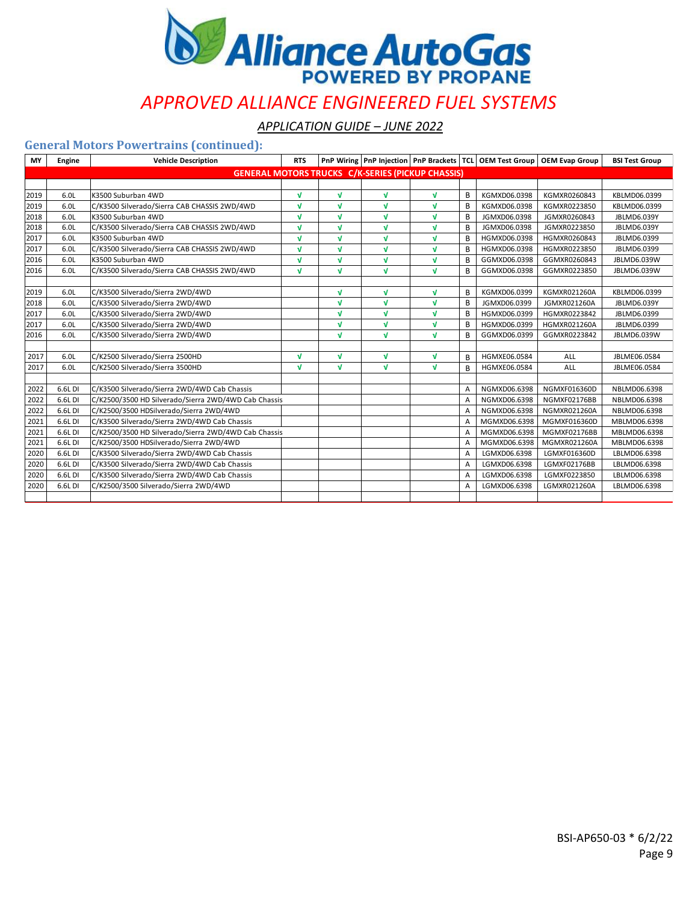# APPROVED ALLIANCE ENGINEERED FUEL SYSTEMS

*APPLICATION GUIDE – JUNE 2022*

## General Motors Powertrains (continued):

| MY | Engine | Vehicle Description | RTS | PnP Wiring | PnP Injection | PnP Brackets | TCL | OEM Test Group | OEM Evap Group | BSI Test Group |
|---|---|---|---|---|---|---|---|---|---|---|
| **GENERAL MOTORS TRUCKS C/K-SERIES (PICKUP CHASSIS)** | | | | | | | | | | |
| | | | | | | | | | | |
| 2019 | 6.0L | K3500 Suburban 4WD | √ | √ | √ | √ | B | KGMXD06.0398 | KGMXR0260843 | KBLMD06.0399 |
| 2019 | 6.0L | C/K3500 Silverado/Sierra CAB CHASSIS 2WD/4WD | √ | √ | √ | √ | B | KGMXD06.0398 | KGMXR0223850 | KBLMD06.0399 |
| 2018 | 6.0L | K3500 Suburban 4WD | √ | √ | √ | √ | B | JGMXD06.0398 | JGMXR0260843 | JBLMD6.039Y |
| 2018 | 6.0L | C/K3500 Silverado/Sierra CAB CHASSIS 2WD/4WD | √ | √ | √ | √ | B | JGMXD06.0398 | JGMXR0223850 | JBLMD6.039Y |
| 2017 | 6.0L | K3500 Suburban 4WD | √ | √ | √ | √ | B | HGMXD06.0398 | HGMXR0260843 | JBLMD6.0399 |
| 2017 | 6.0L | C/K3500 Silverado/Sierra CAB CHASSIS 2WD/4WD | √ | √ | √ | √ | B | HGMXD06.0398 | HGMXR0223850 | JBLMD6.0399 |
| 2016 | 6.0L | K3500 Suburban 4WD | √ | √ | √ | √ | B | GGMXD06.0398 | GGMXR0260843 | JBLMD6.039W |
| 2016 | 6.0L | C/K3500 Silverado/Sierra CAB CHASSIS 2WD/4WD | √ | √ | √ | √ | B | GGMXD06.0398 | GGMXR0223850 | JBLMD6.039W |
| | | | | | | | | | | |
| 2019 | 6.0L | C/K3500 Silverado/Sierra 2WD/4WD | | √ | √ | √ | B | KGMXD06.0399 | KGMXR021260A | KBLMD06.0399 |
| 2018 | 6.0L | C/K3500 Silverado/Sierra 2WD/4WD | | √ | √ | √ | B | JGMXD06.0399 | JGMXR021260A | JBLMD6.039Y |
| 2017 | 6.0L | C/K3500 Silverado/Sierra 2WD/4WD | | √ | √ | √ | B | HGMXD06.0399 | HGMXR0223842 | JBLMD6.0399 |
| 2017 | 6.0L | C/K3500 Silverado/Sierra 2WD/4WD | | √ | √ | √ | B | HGMXD06.0399 | HGMXR021260A | JBLMD6.0399 |
| 2016 | 6.0L | C/K3500 Silverado/Sierra 2WD/4WD | | √ | √ | √ | B | GGMXD06.0399 | GGMXR0223842 | JBLMD6.039W |
| | | | | | | | | | | |
| 2017 | 6.0L | C/K2500 Silverado/Sierra 2500HD | √ | √ | √ | √ | B | HGMXE06.0584 | ALL | JBLME06.0584 |
| 2017 | 6.0L | C/K2500 Silverado/Sierra 3500HD | √ | √ | √ | √ | B | HGMXE06.0584 | ALL | JBLME06.0584 |
| | | | | | | | | | | |
| 2022 | 6.6L DI | C/K3500 Silverado/Sierra 2WD/4WD Cab Chassis | | | | | A | NGMXD06.6398 | NGMXF016360D | NBLMD06.6398 |
| 2022 | 6.6L DI | C/K2500/3500 HD Silverado/Sierra 2WD/4WD Cab Chassis | | | | | A | NGMXD06.6398 | NGMXF02176BB | NBLMD06.6398 |
| 2022 | 6.6L DI | C/K2500/3500 HDSilverado/Sierra 2WD/4WD | | | | | A | NGMXD06.6398 | NGMXR021260A | NBLMD06.6398 |
| 2021 | 6.6L DI | C/K3500 Silverado/Sierra 2WD/4WD Cab Chassis | | | | | A | MGMXD06.6398 | MGMXF016360D | MBLMD06.6398 |
| 2021 | 6.6L DI | C/K2500/3500 HD Silverado/Sierra 2WD/4WD Cab Chassis | | | | | A | MGMXD06.6398 | MGMXF02176BB | MBLMD06.6398 |
| 2021 | 6.6L DI | C/K2500/3500 HDSilverado/Sierra 2WD/4WD | | | | | A | MGMXD06.6398 | MGMXR021260A | MBLMD06.6398 |
| 2020 | 6.6L DI | C/K3500 Silverado/Sierra 2WD/4WD Cab Chassis | | | | | A | LGMXD06.6398 | LGMXF016360D | LBLMD06.6398 |
| 2020 | 6.6L DI | C/K3500 Silverado/Sierra 2WD/4WD Cab Chassis | | | | | A | LGMXD06.6398 | LGMXF02176BB | LBLMD06.6398 |
| 2020 | 6.6L DI | C/K3500 Silverado/Sierra 2WD/4WD Cab Chassis | | | | | A | LGMXD06.6398 | LGMXF0223850 | LBLMD06.6398 |
| 2020 | 6.6L DI | C/K2500/3500 Silverado/Sierra 2WD/4WD | | | | | A | LGMXD06.6398 | LGMXR021260A | LBLMD06.6398 |

BSI-AP650-03 * 6/2/22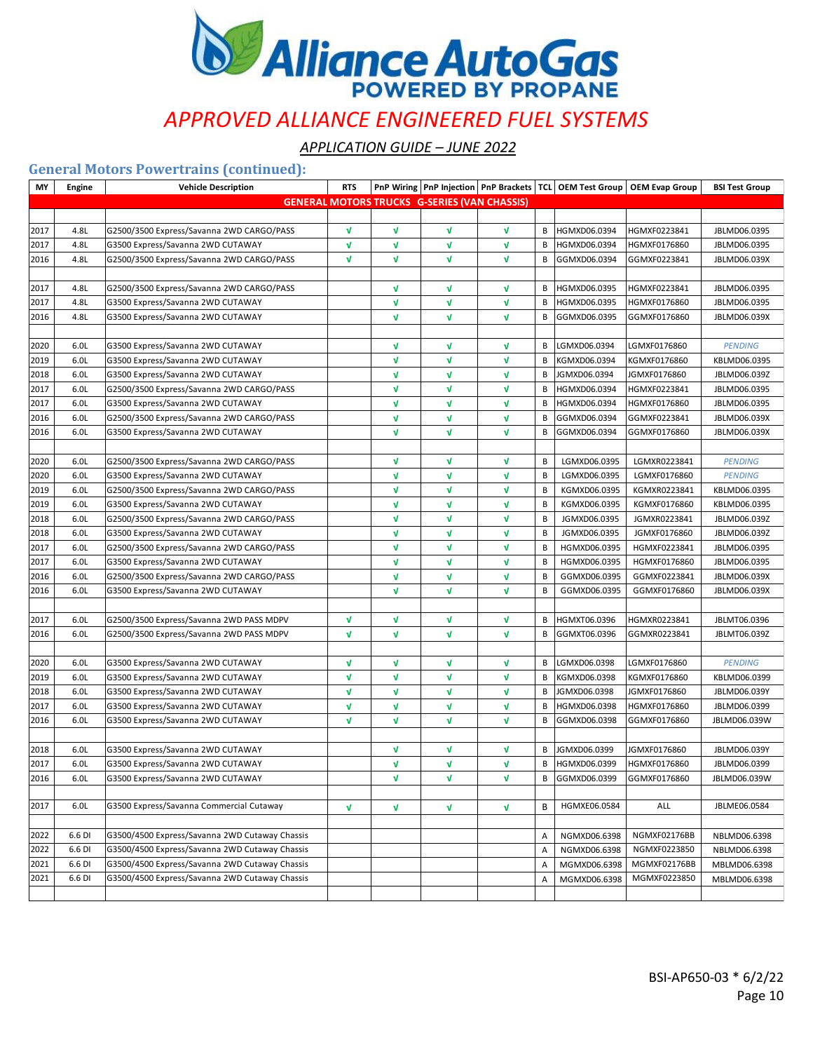# Alliance AutoGas POWERED BY PROPANE

## *APPROVED ALLIANCE ENGINEERED FUEL SYSTEMS*

*APPLICATION GUIDE – JUNE 2022*

### General Motors Powertrains (continued):

| MY | Engine | Vehicle Description | RTS | PnP Wiring | PnP Injection | PnP Brackets | TCL | OEM Test Group | OEM Evap Group | BSI Test Group |
|---|---|---|---|---|---|---|---|---|---|---|
| **GENERAL MOTORS TRUCKS G-SERIES (VAN CHASSIS)** | | | | | | | | | | |
| | | | | | | | | | | |
| 2017 | 4.8L | G2500/3500 Express/Savanna 2WD CARGO/PASS | √ | √ | √ | √ | B | HGMXD06.0394 | HGMXF0223841 | JBLMD06.0395 |
| 2017 | 4.8L | G3500 Express/Savanna 2WD CUTAWAY | √ | √ | √ | √ | B | HGMXD06.0394 | HGMXF0176860 | JBLMD06.0395 |
| 2016 | 4.8L | G2500/3500 Express/Savanna 2WD CARGO/PASS | √ | √ | √ | √ | B | GGMXD06.0394 | GGMXF0223841 | JBLMD06.039X |
| | | | | | | | | | | |
| 2017 | 4.8L | G2500/3500 Express/Savanna 2WD CARGO/PASS | | √ | √ | √ | B | HGMXD06.0395 | HGMXF0223841 | JBLMD06.0395 |
| 2017 | 4.8L | G3500 Express/Savanna 2WD CUTAWAY | | √ | √ | √ | B | HGMXD06.0395 | HGMXF0176860 | JBLMD06.0395 |
| 2016 | 4.8L | G3500 Express/Savanna 2WD CUTAWAY | | √ | √ | √ | B | GGMXD06.0395 | GGMXF0176860 | JBLMD06.039X |
| | | | | | | | | | | |
| 2020 | 6.0L | G3500 Express/Savanna 2WD CUTAWAY | | √ | √ | √ | B | LGMXD06.0394 | LGMXF0176860 | *PENDING* |
| 2019 | 6.0L | G3500 Express/Savanna 2WD CUTAWAY | | √ | √ | √ | B | KGMXD06.0394 | KGMXF0176860 | KBLMD06.0395 |
| 2018 | 6.0L | G3500 Express/Savanna 2WD CUTAWAY | | √ | √ | √ | B | JGMXD06.0394 | JGMXF0176860 | JBLMD06.039Z |
| 2017 | 6.0L | G2500/3500 Express/Savanna 2WD CARGO/PASS | | √ | √ | √ | B | HGMXD06.0394 | HGMXF0223841 | JBLMD06.0395 |
| 2017 | 6.0L | G3500 Express/Savanna 2WD CUTAWAY | | √ | √ | √ | B | HGMXD06.0394 | HGMXF0176860 | JBLMD06.0395 |
| 2016 | 6.0L | G2500/3500 Express/Savanna 2WD CARGO/PASS | | √ | √ | √ | B | GGMXD06.0394 | GGMXF0223841 | JBLMD06.039X |
| 2016 | 6.0L | G3500 Express/Savanna 2WD CUTAWAY | | √ | √ | √ | B | GGMXD06.0394 | GGMXF0176860 | JBLMD06.039X |
| | | | | | | | | | | |
| 2020 | 6.0L | G2500/3500 Express/Savanna 2WD CARGO/PASS | | √ | √ | √ | B | LGMXD06.0395 | LGMXR0223841 | *PENDING* |
| 2020 | 6.0L | G3500 Express/Savanna 2WD CUTAWAY | | √ | √ | √ | B | LGMXD06.0395 | LGMXF0176860 | *PENDING* |
| 2019 | 6.0L | G2500/3500 Express/Savanna 2WD CARGO/PASS | | √ | √ | √ | B | KGMXD06.0395 | KGMXR0223841 | KBLMD06.0395 |
| 2019 | 6.0L | G3500 Express/Savanna 2WD CUTAWAY | | √ | √ | √ | B | KGMXD06.0395 | KGMXF0176860 | KBLMD06.0395 |
| 2018 | 6.0L | G2500/3500 Express/Savanna 2WD CARGO/PASS | | √ | √ | √ | B | JGMXD06.0395 | JGMXR0223841 | JBLMD06.039Z |
| 2018 | 6.0L | G3500 Express/Savanna 2WD CUTAWAY | | √ | √ | √ | B | JGMXD06.0395 | JGMXF0176860 | JBLMD06.039Z |
| 2017 | 6.0L | G2500/3500 Express/Savanna 2WD CARGO/PASS | | √ | √ | √ | B | HGMXD06.0395 | HGMXF0223841 | JBLMD06.0395 |
| 2017 | 6.0L | G3500 Express/Savanna 2WD CUTAWAY | | √ | √ | √ | B | HGMXD06.0395 | HGMXF0176860 | JBLMD06.0395 |
| 2016 | 6.0L | G2500/3500 Express/Savanna 2WD CARGO/PASS | | √ | √ | √ | B | GGMXD06.0395 | GGMXF0223841 | JBLMD06.039X |
| 2016 | 6.0L | G3500 Express/Savanna 2WD CUTAWAY | | √ | √ | √ | B | GGMXD06.0395 | GGMXF0176860 | JBLMD06.039X |
| | | | | | | | | | | |
| 2017 | 6.0L | G2500/3500 Express/Savanna 2WD PASS MDPV | √ | √ | √ | √ | B | HGMXT06.0396 | HGMXR0223841 | JBLMT06.0396 |
| 2016 | 6.0L | G2500/3500 Express/Savanna 2WD PASS MDPV | √ | √ | √ | √ | B | GGMXT06.0396 | GGMXR0223841 | JBLMT06.039Z |
| | | | | | | | | | | |
| 2020 | 6.0L | G3500 Express/Savanna 2WD CUTAWAY | √ | √ | √ | √ | B | LGMXD06.0398 | LGMXF0176860 | *PENDING* |
| 2019 | 6.0L | G3500 Express/Savanna 2WD CUTAWAY | √ | √ | √ | √ | B | KGMXD06.0398 | KGMXF0176860 | KBLMD06.0399 |
| 2018 | 6.0L | G3500 Express/Savanna 2WD CUTAWAY | √ | √ | √ | √ | B | JGMXD06.0398 | JGMXF0176860 | JBLMD06.039Y |
| 2017 | 6.0L | G3500 Express/Savanna 2WD CUTAWAY | √ | √ | √ | √ | B | HGMXD06.0398 | HGMXF0176860 | JBLMD06.0399 |
| 2016 | 6.0L | G3500 Express/Savanna 2WD CUTAWAY | √ | √ | √ | √ | B | GGMXD06.0398 | GGMXF0176860 | JBLMD06.039W |
| | | | | | | | | | | |
| 2018 | 6.0L | G3500 Express/Savanna 2WD CUTAWAY | | √ | √ | √ | B | JGMXD06.0399 | JGMXF0176860 | JBLMD06.039Y |
| 2017 | 6.0L | G3500 Express/Savanna 2WD CUTAWAY | | √ | √ | √ | B | HGMXD06.0399 | HGMXF0176860 | JBLMD06.0399 |
| 2016 | 6.0L | G3500 Express/Savanna 2WD CUTAWAY | | √ | √ | √ | B | GGMXD06.0399 | GGMXF0176860 | JBLMD06.039W |
| | | | | | | | | | | |
| 2017 | 6.0L | G3500 Express/Savanna Commercial Cutaway | √ | √ | √ | √ | B | HGMXE06.0584 | ALL | JBLME06.0584 |
| | | | | | | | | | | |
| 2022 | 6.6 DI | G3500/4500 Express/Savanna 2WD Cutaway Chassis | | | | | A | NGMXD06.6398 | NGMXF02176BB | NBLMD06.6398 |
| 2022 | 6.6 DI | G3500/4500 Express/Savanna 2WD Cutaway Chassis | | | | | A | NGMXD06.6398 | NGMXF0223850 | NBLMD06.6398 |
| 2021 | 6.6 DI | G3500/4500 Express/Savanna 2WD Cutaway Chassis | | | | | A | MGMXD06.6398 | MGMXF02176BB | MBLMD06.6398 |
| 2021 | 6.6 DI | G3500/4500 Express/Savanna 2WD Cutaway Chassis | | | | | A | MGMXD06.6398 | MGMXF0223850 | MBLMD06.6398 |

BSI-AP650-03 * 6/2/22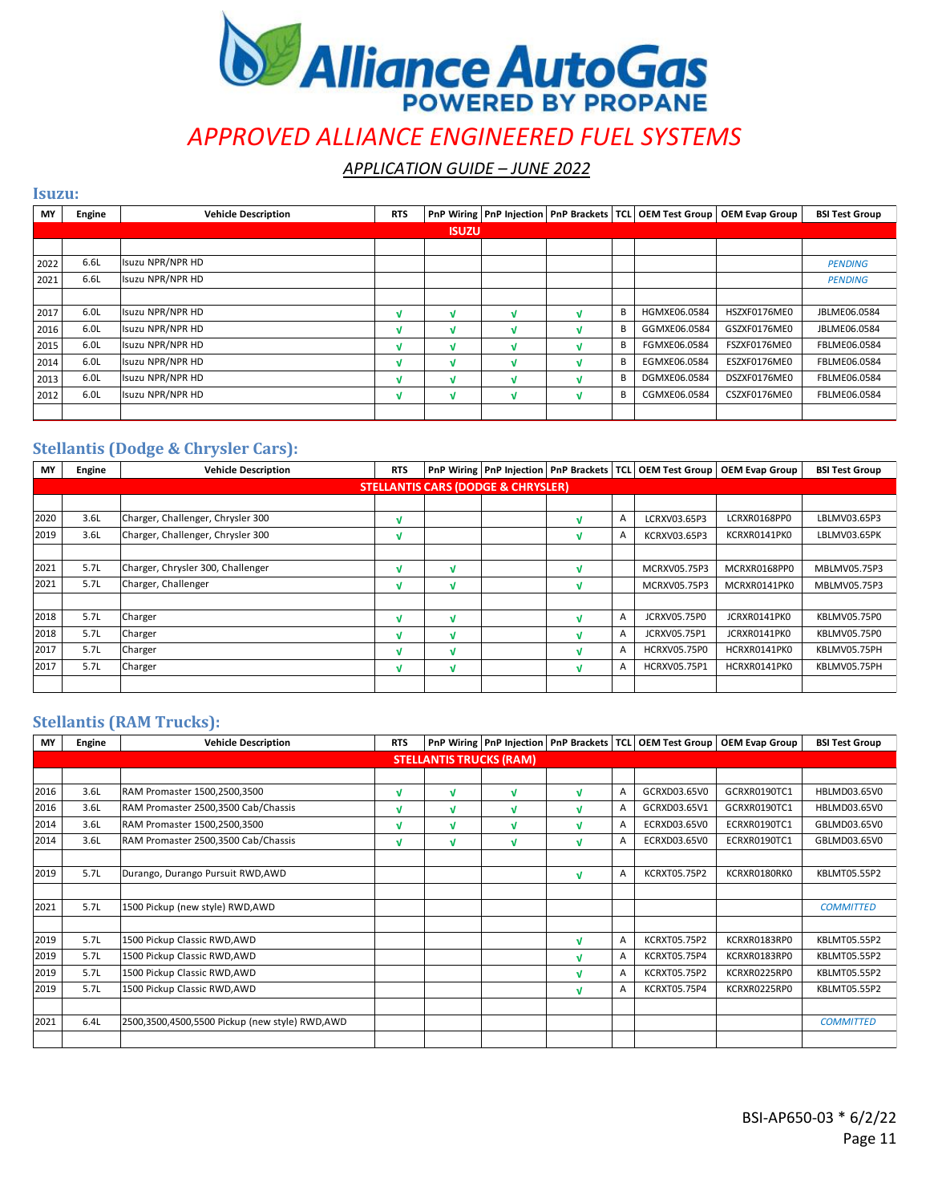# APPROVED ALLIANCE ENGINEERED FUEL SYSTEMS

## APPLICATION GUIDE – JUNE 2022

### Isuzu:

| MY | Engine | Vehicle Description | RTS | PnP Wiring | PnP Injection | PnP Brackets | TCL | OEM Test Group | OEM Evap Group | BSI Test Group |
|---|---|---|---|---|---|---|---|---|---|---|
| **ISUZU** | | | | | | | | | | |
| 2022 | 6.6L | Isuzu NPR/NPR HD | | | | | | | | *PENDING* |
| 2021 | 6.6L | Isuzu NPR/NPR HD | | | | | | | | *PENDING* |
| 2017 | 6.0L | Isuzu NPR/NPR HD | √ | √ | √ | √ | B | HGMXE06.0584 | HSZXF0176ME0 | JBLME06.0584 |
| 2016 | 6.0L | Isuzu NPR/NPR HD | √ | √ | √ | √ | B | GGMXE06.0584 | GSZXF0176ME0 | JBLME06.0584 |
| 2015 | 6.0L | Isuzu NPR/NPR HD | √ | √ | √ | √ | B | FGMXE06.0584 | FSZXF0176ME0 | FBLME06.0584 |
| 2014 | 6.0L | Isuzu NPR/NPR HD | √ | √ | √ | √ | B | EGMXE06.0584 | ESZXF0176ME0 | FBLME06.0584 |
| 2013 | 6.0L | Isuzu NPR/NPR HD | √ | √ | √ | √ | B | DGMXE06.0584 | DSZXF0176ME0 | FBLME06.0584 |
| 2012 | 6.0L | Isuzu NPR/NPR HD | √ | √ | √ | √ | B | CGMXE06.0584 | CSZXF0176ME0 | FBLME06.0584 |

### Stellantis (Dodge & Chrysler Cars):

| MY | Engine | Vehicle Description | RTS | PnP Wiring | PnP Injection | PnP Brackets | TCL | OEM Test Group | OEM Evap Group | BSI Test Group |
|---|---|---|---|---|---|---|---|---|---|---|
| **STELLANTIS CARS (DODGE & CHRYSLER)** | | | | | | | | | | |
| 2020 | 3.6L | Charger, Challenger, Chrysler 300 | √ | | | √ | A | LCRXV03.65P3 | LCRXR0168PP0 | LBLMV03.65P3 |
| 2019 | 3.6L | Charger, Challenger, Chrysler 300 | √ | | | √ | A | KCRXV03.65P3 | KCRXR0141PK0 | LBLMV03.65PK |
| 2021 | 5.7L | Charger, Chrysler 300, Challenger | √ | √ | | √ | | MCRXV05.75P3 | MCRXR0168PP0 | MBLMV05.75P3 |
| 2021 | 5.7L | Charger, Challenger | √ | √ | | √ | | MCRXV05.75P3 | MCRXR0141PK0 | MBLMV05.75P3 |
| 2018 | 5.7L | Charger | √ | √ | | √ | A | JCRXV05.75P0 | JCRXR0141PK0 | KBLMV05.75P0 |
| 2018 | 5.7L | Charger | √ | √ | | √ | A | JCRXV05.75P1 | JCRXR0141PK0 | KBLMV05.75P0 |
| 2017 | 5.7L | Charger | √ | √ | | √ | A | HCRXV05.75P0 | HCRXR0141PK0 | KBLMV05.75PH |
| 2017 | 5.7L | Charger | √ | √ | | √ | A | HCRXV05.75P1 | HCRXR0141PK0 | KBLMV05.75PH |

### Stellantis (RAM Trucks):

| MY | Engine | Vehicle Description | RTS | PnP Wiring | PnP Injection | PnP Brackets | TCL | OEM Test Group | OEM Evap Group | BSI Test Group |
|---|---|---|---|---|---|---|---|---|---|---|
| **STELLANTIS TRUCKS (RAM)** | | | | | | | | | | |
| 2016 | 3.6L | RAM Promaster 1500,2500,3500 | √ | √ | √ | √ | A | GCRXD03.65V0 | GCRXR0190TC1 | HBLMD03.65V0 |
| 2016 | 3.6L | RAM Promaster 2500,3500 Cab/Chassis | √ | √ | √ | √ | A | GCRXD03.65V1 | GCRXR0190TC1 | HBLMD03.65V0 |
| 2014 | 3.6L | RAM Promaster 1500,2500,3500 | √ | √ | √ | √ | A | ECRXD03.65V0 | ECRXR0190TC1 | GBLMD03.65V0 |
| 2014 | 3.6L | RAM Promaster 2500,3500 Cab/Chassis | √ | √ | √ | √ | A | ECRXD03.65V0 | ECRXR0190TC1 | GBLMD03.65V0 |
| 2019 | 5.7L | Durango, Durango Pursuit RWD,AWD | | | | √ | A | KCRXT05.75P2 | KCRXR0180RK0 | KBLMT05.55P2 |
| 2021 | 5.7L | 1500 Pickup (new style) RWD,AWD | | | | | | | | *COMMITTED* |
| 2019 | 5.7L | 1500 Pickup Classic RWD,AWD | | | | √ | A | KCRXT05.75P2 | KCRXR0183RP0 | KBLMT05.55P2 |
| 2019 | 5.7L | 1500 Pickup Classic RWD,AWD | | | | √ | A | KCRXT05.75P4 | KCRXR0183RP0 | KBLMT05.55P2 |
| 2019 | 5.7L | 1500 Pickup Classic RWD,AWD | | | | √ | A | KCRXT05.75P2 | KCRXR0225RP0 | KBLMT05.55P2 |
| 2019 | 5.7L | 1500 Pickup Classic RWD,AWD | | | | √ | A | KCRXT05.75P4 | KCRXR0225RP0 | KBLMT05.55P2 |
| 2021 | 6.4L | 2500,3500,4500,5500 Pickup (new style) RWD,AWD | | | | | | | | *COMMITTED* |

BSI-AP650-03 * 6/2/22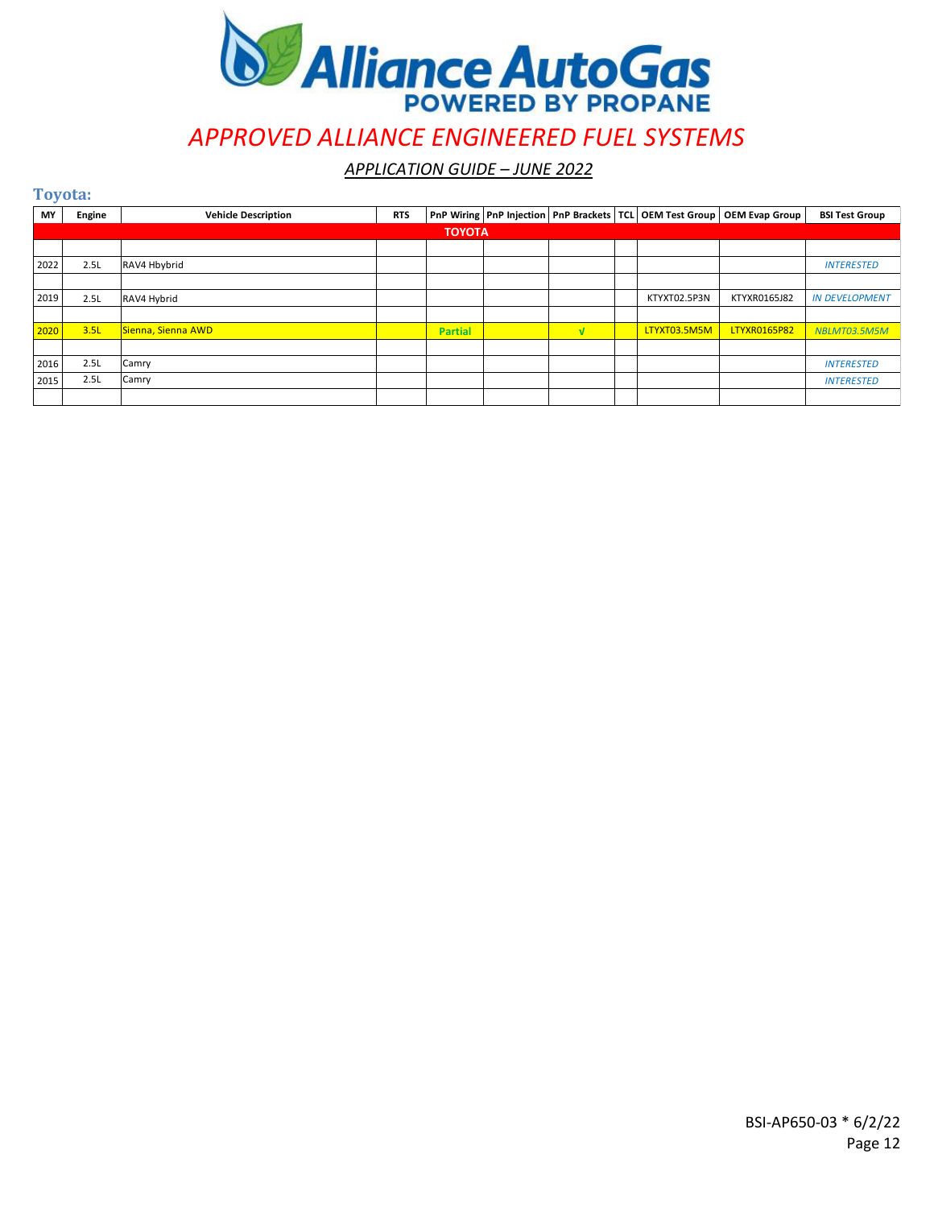# APPROVED ALLIANCE ENGINEERED FUEL SYSTEMS

## APPLICATION GUIDE – JUNE 2022

### Toyota:

| MY | Engine | Vehicle Description | RTS | PnP Wiring | PnP Injection | PnP Brackets | TCL | OEM Test Group | OEM Evap Group | BSI Test Group |
|---|---|---|---|---|---|---|---|---|---|---|
| | | | | TOYOTA | | | | | | |
| | | | | | | | | | | |
| 2022 | 2.5L | RAV4 Hbybrid | | | | | | | | *INTERESTED* |
| | | | | | | | | | | |
| 2019 | 2.5L | RAV4 Hybrid | | | | | | KTYXT02.5P3N | KTYXR0165J82 | *IN DEVELOPMENT* |
| | | | | | | | | | | |
| 2020 | 3.5L | Sienna, Sienna AWD | | **Partial** | | √ | | LTYXT03.5M5M | LTYXR0165P82 | *NBLMT03.5M5M* |
| | | | | | | | | | | |
| 2016 | 2.5L | Camry | | | | | | | | *INTERESTED* |
| 2015 | 2.5L | Camry | | | | | | | | *INTERESTED* |
| | | | | | | | | | | |

BSI-AP650-03 * 6/2/22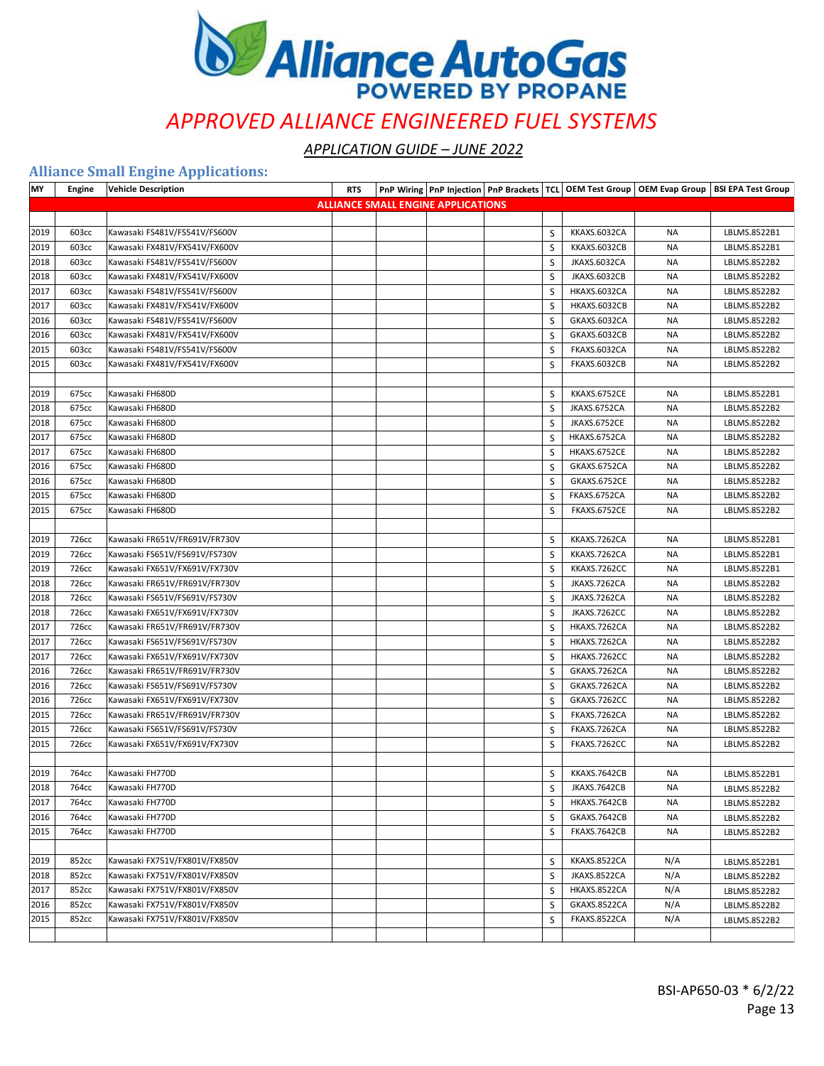**Alliance AutoGas**
**POWERED BY PROPANE**

# *APPROVED ALLIANCE ENGINEERED FUEL SYSTEMS*

## *APPLICATION GUIDE – JUNE 2022*

### Alliance Small Engine Applications:

| MY | Engine | Vehicle Description | RTS | PnP Wiring | PnP Injection | PnP Brackets | TCL | OEM Test Group | OEM Evap Group | BSI EPA Test Group |
|---|---|---|---|---|---|---|---|---|---|---|
| | | | | ALLIANCE SMALL ENGINE APPLICATIONS | | | | | | |
| | | | | | | | | | | |
| 2019 | 603cc | Kawasaki FS481V/FS541V/FS600V | | | | | S | KKAXS.6032CA | NA | LBLMS.8522B1 |
| 2019 | 603cc | Kawasaki FX481V/FX541V/FX600V | | | | | S | KKAXS.6032CB | NA | LBLMS.8522B1 |
| 2018 | 603cc | Kawasaki FS481V/FS541V/FS600V | | | | | S | JKAXS.6032CA | NA | LBLMS.8522B2 |
| 2018 | 603cc | Kawasaki FX481V/FX541V/FX600V | | | | | S | JKAXS.6032CB | NA | LBLMS.8522B2 |
| 2017 | 603cc | Kawasaki FS481V/FS541V/FS600V | | | | | S | HKAXS.6032CA | NA | LBLMS.8522B2 |
| 2017 | 603cc | Kawasaki FX481V/FX541V/FX600V | | | | | S | HKAXS.6032CB | NA | LBLMS.8522B2 |
| 2016 | 603cc | Kawasaki FS481V/FS541V/FS600V | | | | | S | GKAXS.6032CA | NA | LBLMS.8522B2 |
| 2016 | 603cc | Kawasaki FX481V/FX541V/FX600V | | | | | S | GKAXS.6032CB | NA | LBLMS.8522B2 |
| 2015 | 603cc | Kawasaki FS481V/FS541V/FS600V | | | | | S | FKAXS.6032CA | NA | LBLMS.8522B2 |
| 2015 | 603cc | Kawasaki FX481V/FX541V/FX600V | | | | | S | FKAXS.6032CB | NA | LBLMS.8522B2 |
| | | | | | | | | | | |
| 2019 | 675cc | Kawasaki FH680D | | | | | S | KKAXS.6752CE | NA | LBLMS.8522B1 |
| 2018 | 675cc | Kawasaki FH680D | | | | | S | JKAXS.6752CA | NA | LBLMS.8522B2 |
| 2018 | 675cc | Kawasaki FH680D | | | | | S | JKAXS.6752CE | NA | LBLMS.8522B2 |
| 2017 | 675cc | Kawasaki FH680D | | | | | S | HKAXS.6752CA | NA | LBLMS.8522B2 |
| 2017 | 675cc | Kawasaki FH680D | | | | | S | HKAXS.6752CE | NA | LBLMS.8522B2 |
| 2016 | 675cc | Kawasaki FH680D | | | | | S | GKAXS.6752CA | NA | LBLMS.8522B2 |
| 2016 | 675cc | Kawasaki FH680D | | | | | S | GKAXS.6752CE | NA | LBLMS.8522B2 |
| 2015 | 675cc | Kawasaki FH680D | | | | | S | FKAXS.6752CA | NA | LBLMS.8522B2 |
| 2015 | 675cc | Kawasaki FH680D | | | | | S | FKAXS.6752CE | NA | LBLMS.8522B2 |
| | | | | | | | | | | |
| 2019 | 726cc | Kawasaki FR651V/FR691V/FR730V | | | | | S | KKAXS.7262CA | NA | LBLMS.8522B1 |
| 2019 | 726cc | Kawasaki FS651V/FS691V/FS730V | | | | | S | KKAXS.7262CA | NA | LBLMS.8522B1 |
| 2019 | 726cc | Kawasaki FX651V/FX691V/FX730V | | | | | S | KKAXS.7262CC | NA | LBLMS.8522B1 |
| 2018 | 726cc | Kawasaki FR651V/FR691V/FR730V | | | | | S | JKAXS.7262CA | NA | LBLMS.8522B2 |
| 2018 | 726cc | Kawasaki FS651V/FS691V/FS730V | | | | | S | JKAXS.7262CA | NA | LBLMS.8522B2 |
| 2018 | 726cc | Kawasaki FX651V/FX691V/FX730V | | | | | S | JKAXS.7262CC | NA | LBLMS.8522B2 |
| 2017 | 726cc | Kawasaki FR651V/FR691V/FR730V | | | | | S | HKAXS.7262CA | NA | LBLMS.8522B2 |
| 2017 | 726cc | Kawasaki FS651V/FS691V/FS730V | | | | | S | HKAXS.7262CA | NA | LBLMS.8522B2 |
| 2017 | 726cc | Kawasaki FX651V/FX691V/FX730V | | | | | S | HKAXS.7262CC | NA | LBLMS.8522B2 |
| 2016 | 726cc | Kawasaki FR651V/FR691V/FR730V | | | | | S | GKAXS.7262CA | NA | LBLMS.8522B2 |
| 2016 | 726cc | Kawasaki FS651V/FS691V/FS730V | | | | | S | GKAXS.7262CA | NA | LBLMS.8522B2 |
| 2016 | 726cc | Kawasaki FX651V/FX691V/FX730V | | | | | S | GKAXS.7262CC | NA | LBLMS.8522B2 |
| 2015 | 726cc | Kawasaki FR651V/FR691V/FR730V | | | | | S | FKAXS.7262CA | NA | LBLMS.8522B2 |
| 2015 | 726cc | Kawasaki FS651V/FS691V/FS730V | | | | | S | FKAXS.7262CA | NA | LBLMS.8522B2 |
| 2015 | 726cc | Kawasaki FX651V/FX691V/FX730V | | | | | S | FKAXS.7262CC | NA | LBLMS.8522B2 |
| | | | | | | | | | | |
| 2019 | 764cc | Kawasaki FH770D | | | | | S | KKAXS.7642CB | NA | LBLMS.8522B1 |
| 2018 | 764cc | Kawasaki FH770D | | | | | S | JKAXS.7642CB | NA | LBLMS.8522B2 |
| 2017 | 764cc | Kawasaki FH770D | | | | | S | HKAXS.7642CB | NA | LBLMS.8522B2 |
| 2016 | 764cc | Kawasaki FH770D | | | | | S | GKAXS.7642CB | NA | LBLMS.8522B2 |
| 2015 | 764cc | Kawasaki FH770D | | | | | S | FKAXS.7642CB | NA | LBLMS.8522B2 |
| | | | | | | | | | | |
| 2019 | 852cc | Kawasaki FX751V/FX801V/FX850V | | | | | S | KKAXS.8522CA | N/A | LBLMS.8522B1 |
| 2018 | 852cc | Kawasaki FX751V/FX801V/FX850V | | | | | S | JKAXS.8522CA | N/A | LBLMS.8522B2 |
| 2017 | 852cc | Kawasaki FX751V/FX801V/FX850V | | | | | S | HKAXS.8522CA | N/A | LBLMS.8522B2 |
| 2016 | 852cc | Kawasaki FX751V/FX801V/FX850V | | | | | S | GKAXS.8522CA | N/A | LBLMS.8522B2 |
| 2015 | 852cc | Kawasaki FX751V/FX801V/FX850V | | | | | S | FKAXS.8522CA | N/A | LBLMS.8522B2 |
| | | | | | | | | | | |

BSI-AP650-03 * 6/2/22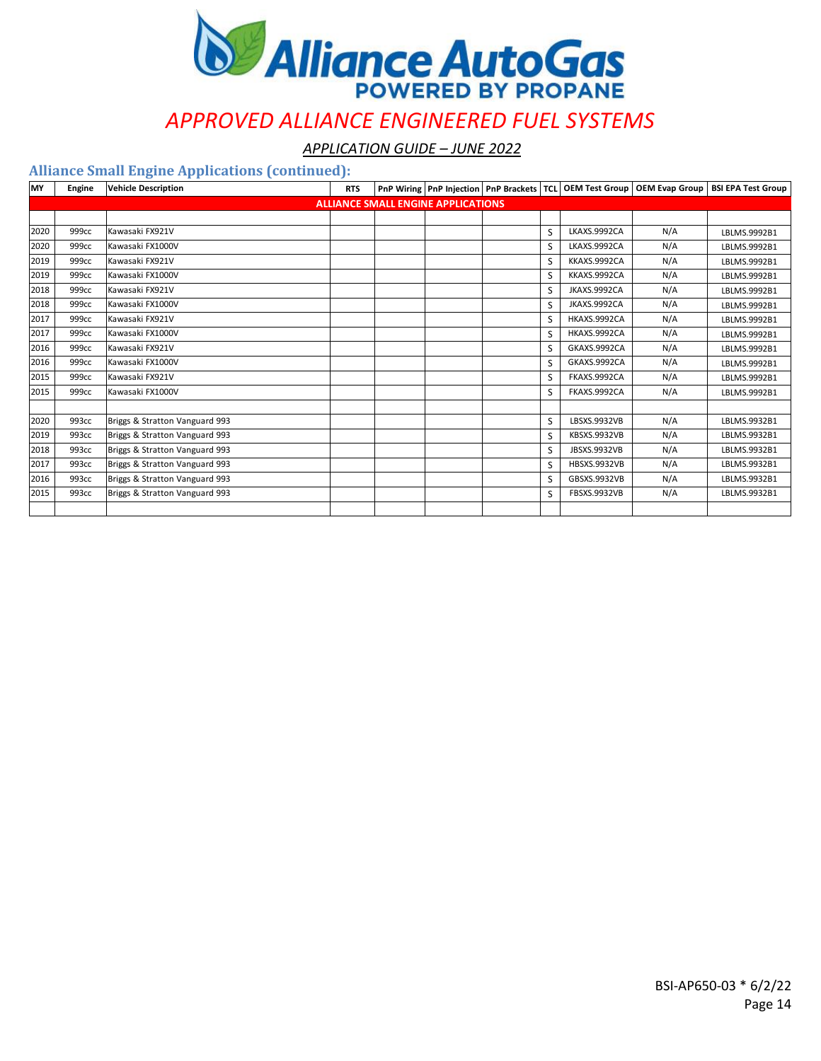# Alliance AutoGas

POWERED BY PROPANE

## *APPROVED ALLIANCE ENGINEERED FUEL SYSTEMS*

*APPLICATION GUIDE – JUNE 2022*

### Alliance Small Engine Applications (continued):

| MY | Engine | Vehicle Description | RTS | PnP Wiring | PnP Injection | PnP Brackets | TCL | OEM Test Group | OEM Evap Group | BSI EPA Test Group |
|---|---|---|---|---|---|---|---|---|---|---|
| **ALLIANCE SMALL ENGINE APPLICATIONS** | | | | | | | | | | |
| | | | | | | | | | | |
| 2020 | 999cc | Kawasaki FX921V | | | | | S | LKAXS.9992CA | N/A | LBLMS.9992B1 |
| 2020 | 999cc | Kawasaki FX1000V | | | | | S | LKAXS.9992CA | N/A | LBLMS.9992B1 |
| 2019 | 999cc | Kawasaki FX921V | | | | | S | KKAXS.9992CA | N/A | LBLMS.9992B1 |
| 2019 | 999cc | Kawasaki FX1000V | | | | | S | KKAXS.9992CA | N/A | LBLMS.9992B1 |
| 2018 | 999cc | Kawasaki FX921V | | | | | S | JKAXS.9992CA | N/A | LBLMS.9992B1 |
| 2018 | 999cc | Kawasaki FX1000V | | | | | S | JKAXS.9992CA | N/A | LBLMS.9992B1 |
| 2017 | 999cc | Kawasaki FX921V | | | | | S | HKAXS.9992CA | N/A | LBLMS.9992B1 |
| 2017 | 999cc | Kawasaki FX1000V | | | | | S | HKAXS.9992CA | N/A | LBLMS.9992B1 |
| 2016 | 999cc | Kawasaki FX921V | | | | | S | GKAXS.9992CA | N/A | LBLMS.9992B1 |
| 2016 | 999cc | Kawasaki FX1000V | | | | | S | GKAXS.9992CA | N/A | LBLMS.9992B1 |
| 2015 | 999cc | Kawasaki FX921V | | | | | S | FKAXS.9992CA | N/A | LBLMS.9992B1 |
| 2015 | 999cc | Kawasaki FX1000V | | | | | S | FKAXS.9992CA | N/A | LBLMS.9992B1 |
| | | | | | | | | | | |
| 2020 | 993cc | Briggs & Stratton Vanguard 993 | | | | | S | LBSXS.9932VB | N/A | LBLMS.9932B1 |
| 2019 | 993cc | Briggs & Stratton Vanguard 993 | | | | | S | KBSXS.9932VB | N/A | LBLMS.9932B1 |
| 2018 | 993cc | Briggs & Stratton Vanguard 993 | | | | | S | JBSXS.9932VB | N/A | LBLMS.9932B1 |
| 2017 | 993cc | Briggs & Stratton Vanguard 993 | | | | | S | HBSXS.9932VB | N/A | LBLMS.9932B1 |
| 2016 | 993cc | Briggs & Stratton Vanguard 993 | | | | | S | GBSXS.9932VB | N/A | LBLMS.9932B1 |
| 2015 | 993cc | Briggs & Stratton Vanguard 993 | | | | | S | FBSXS.9932VB | N/A | LBLMS.9932B1 |
| | | | | | | | | | | |

BSI-AP650-03 * 6/2/22